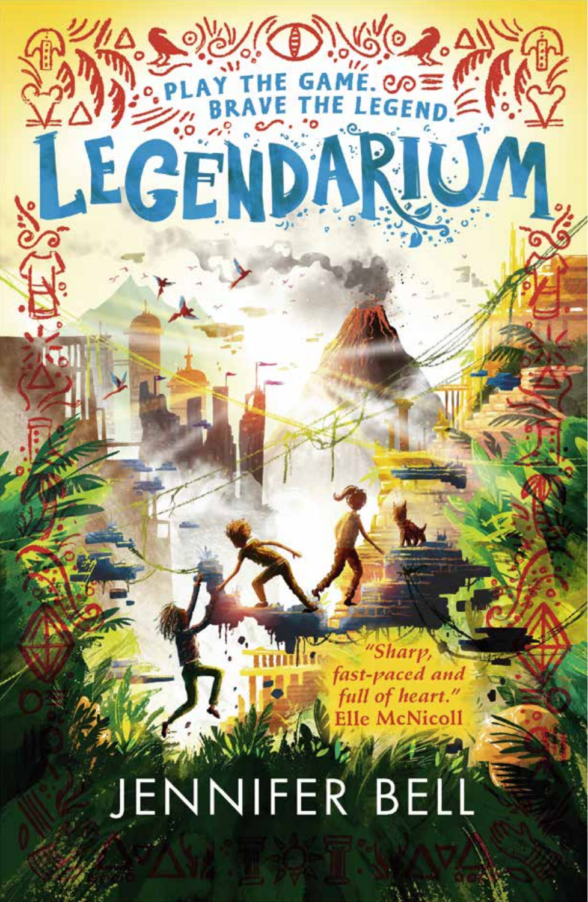PLAY THE GAME. BRAVE THE LEGEND.

# LEGENDARIUM

*"Sharp, fast-paced and full of heart."*
Elle McNicoll

JENNIFER BELL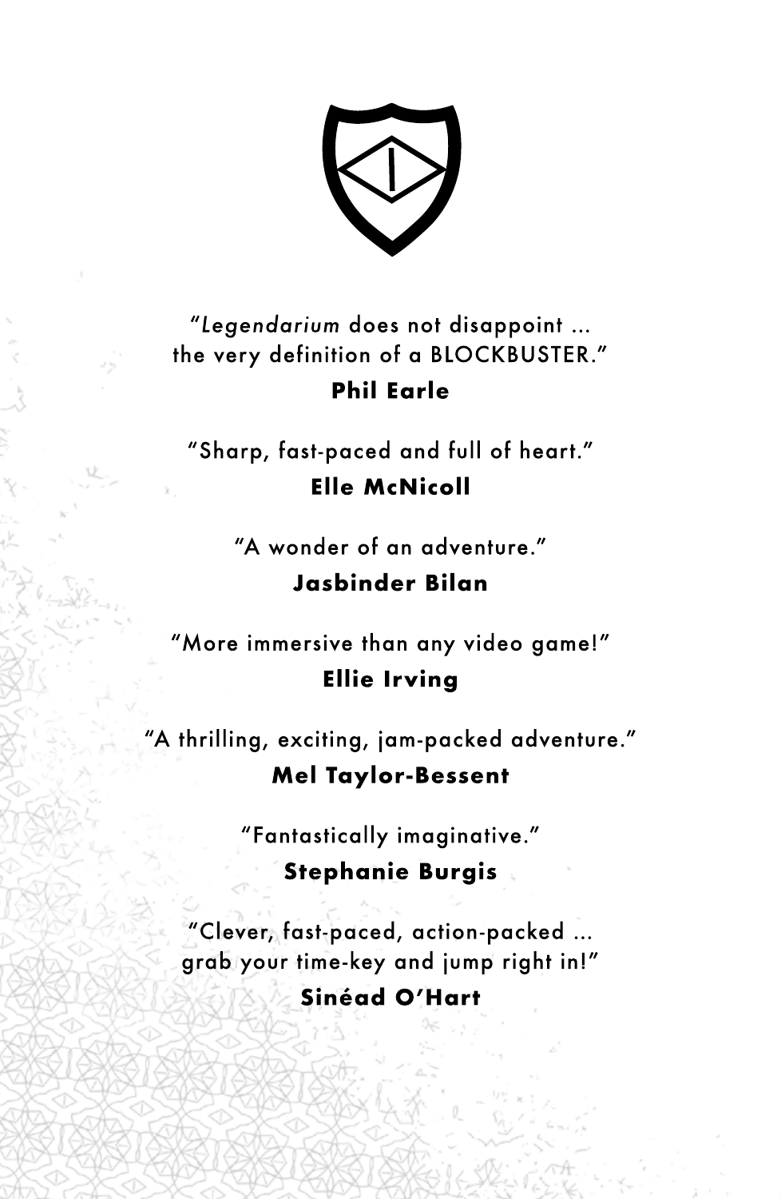"*Legendarium* does not disappoint ... the very definition of a BLOCKBUSTER."

**Phil Earle**

"Sharp, fast-paced and full of heart."

**Elle McNicoll**

"A wonder of an adventure."

**Jasbinder Bilan**

"More immersive than any video game!"

**Ellie Irving**

"A thrilling, exciting, jam-packed adventure."

**Mel Taylor-Bessent**

"Fantastically imaginative."

**Stephanie Burgis**

"Clever, fast-paced, action-packed ... grab your time-key and jump right in!"

**Sinéad O'Hart**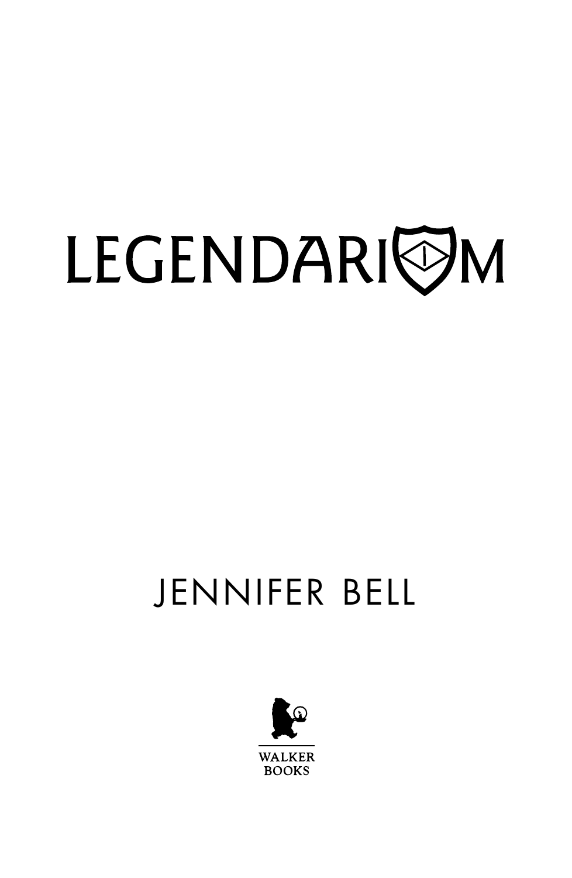# LEGENDARIUM

JENNIFER BELL

WALKER BOOKS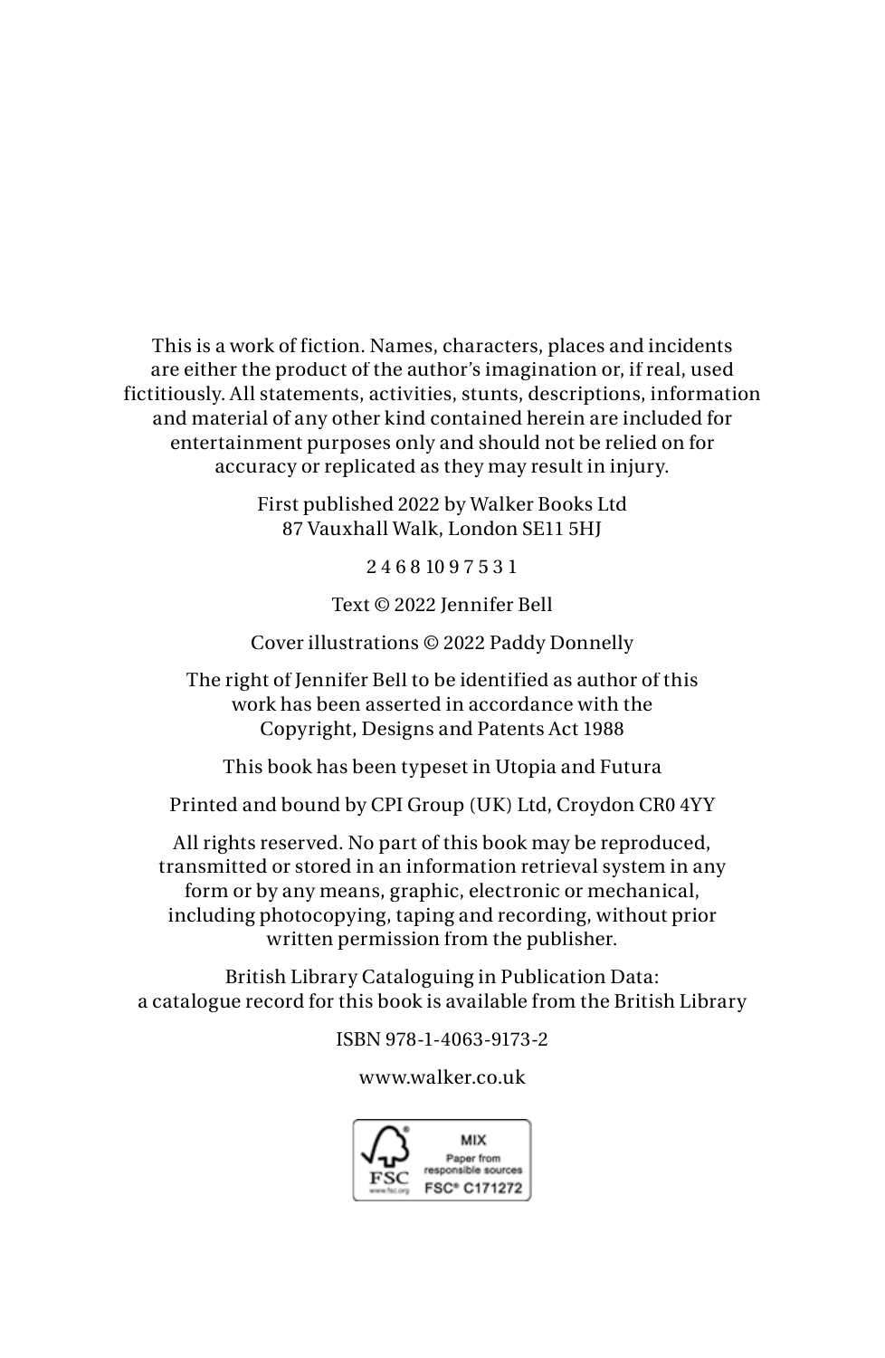This is a work of fiction. Names, characters, places and incidents are either the product of the author's imagination or, if real, used fictitiously. All statements, activities, stunts, descriptions, information and material of any other kind contained herein are included for entertainment purposes only and should not be relied on for accuracy or replicated as they may result in injury.

First published 2022 by Walker Books Ltd
87 Vauxhall Walk, London SE11 5HJ

2 4 6 8 10 9 7 5 3 1

Text © 2022 Jennifer Bell

Cover illustrations © 2022 Paddy Donnelly

The right of Jennifer Bell to be identified as author of this work has been asserted in accordance with the Copyright, Designs and Patents Act 1988

This book has been typeset in Utopia and Futura

Printed and bound by CPI Group (UK) Ltd, Croydon CR0 4YY

All rights reserved. No part of this book may be reproduced, transmitted or stored in an information retrieval system in any form or by any means, graphic, electronic or mechanical, including photocopying, taping and recording, without prior written permission from the publisher.

British Library Cataloguing in Publication Data:
a catalogue record for this book is available from the British Library

ISBN 978-1-4063-9173-2

www.walker.co.uk

MIX
Paper from responsible sources
FSC® C171272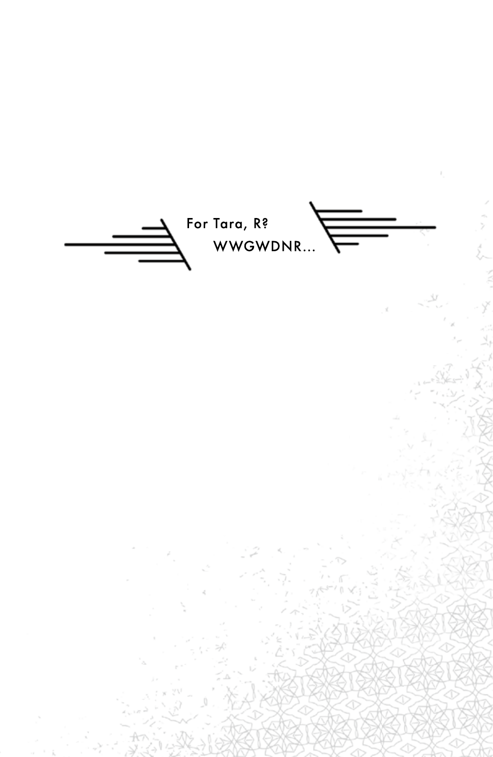For Tara, R?

WWGWDNR...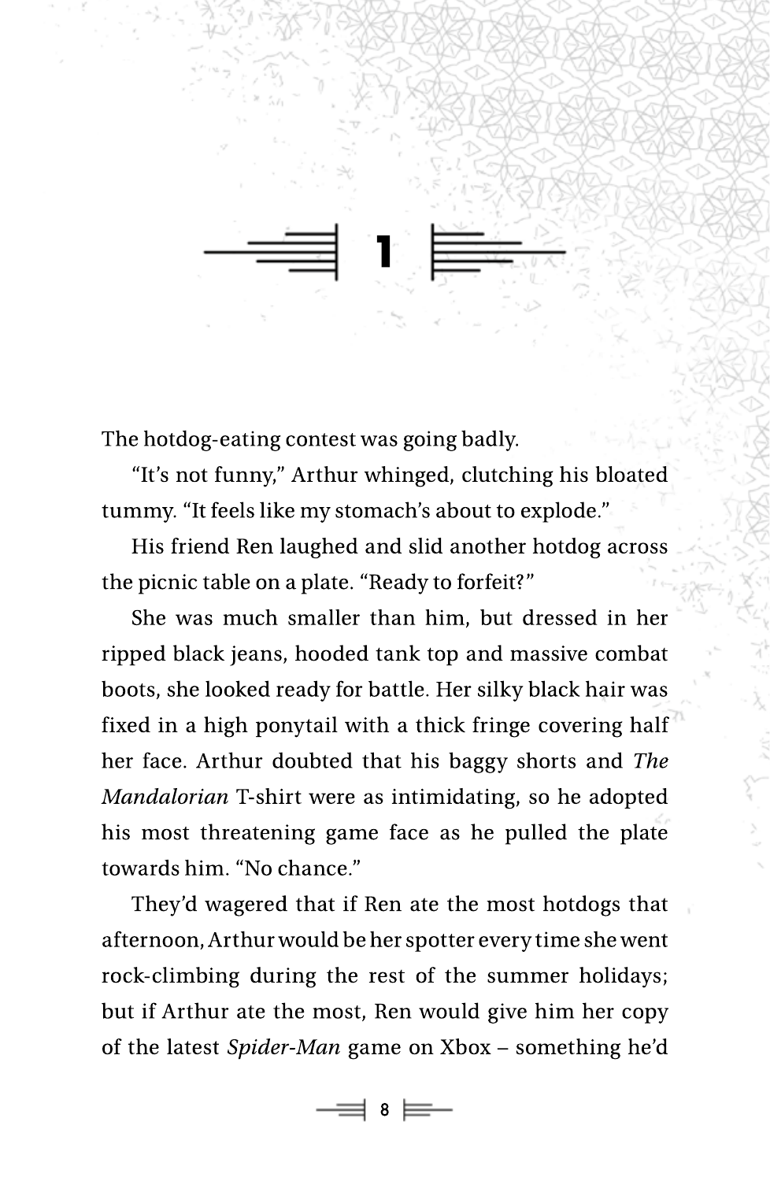# 1

The hotdog-eating contest was going badly.

"It's not funny," Arthur whinged, clutching his bloated tummy. "It feels like my stomach's about to explode."

His friend Ren laughed and slid another hotdog across the picnic table on a plate. "Ready to forfeit?"

She was much smaller than him, but dressed in her ripped black jeans, hooded tank top and massive combat boots, she looked ready for battle. Her silky black hair was fixed in a high ponytail with a thick fringe covering half her face. Arthur doubted that his baggy shorts and *The Mandalorian* T-shirt were as intimidating, so he adopted his most threatening game face as he pulled the plate towards him. "No chance."

They'd wagered that if Ren ate the most hotdogs that afternoon, Arthur would be her spotter every time she went rock-climbing during the rest of the summer holidays; but if Arthur ate the most, Ren would give him her copy of the latest *Spider-Man* game on Xbox – something he'd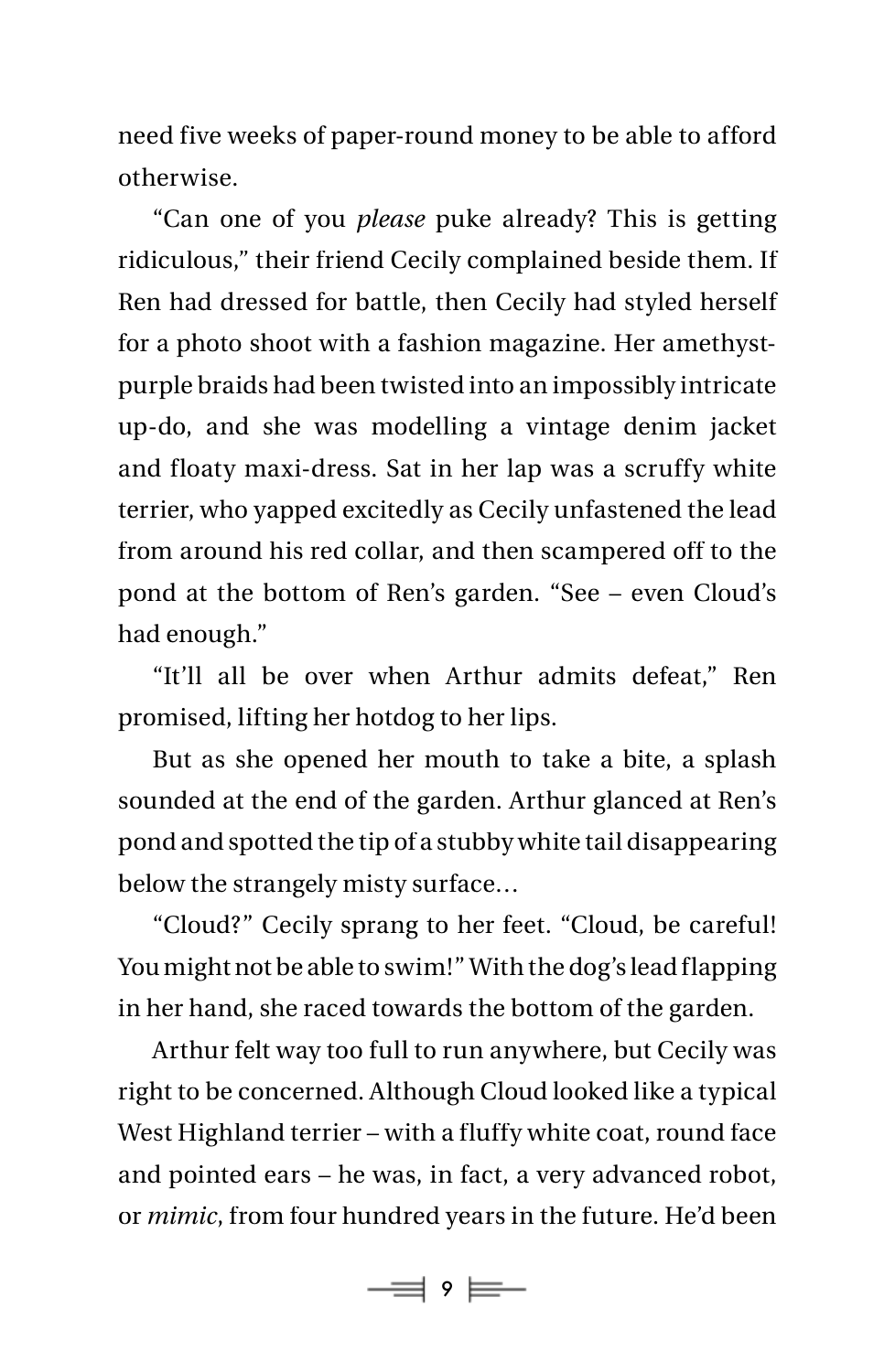need five weeks of paper-round money to be able to afford otherwise.

"Can one of you *please* puke already? This is getting ridiculous," their friend Cecily complained beside them. If Ren had dressed for battle, then Cecily had styled herself for a photo shoot with a fashion magazine. Her amethyst-purple braids had been twisted into an impossibly intricate up-do, and she was modelling a vintage denim jacket and floaty maxi-dress. Sat in her lap was a scruffy white terrier, who yapped excitedly as Cecily unfastened the lead from around his red collar, and then scampered off to the pond at the bottom of Ren's garden. "See – even Cloud's had enough."

"It'll all be over when Arthur admits defeat," Ren promised, lifting her hotdog to her lips.

But as she opened her mouth to take a bite, a splash sounded at the end of the garden. Arthur glanced at Ren's pond and spotted the tip of a stubby white tail disappearing below the strangely misty surface…

"Cloud?" Cecily sprang to her feet. "Cloud, be careful! You might not be able to swim!" With the dog's lead flapping in her hand, she raced towards the bottom of the garden.

Arthur felt way too full to run anywhere, but Cecily was right to be concerned. Although Cloud looked like a typical West Highland terrier – with a fluffy white coat, round face and pointed ears – he was, in fact, a very advanced robot, or *mimic*, from four hundred years in the future. He'd been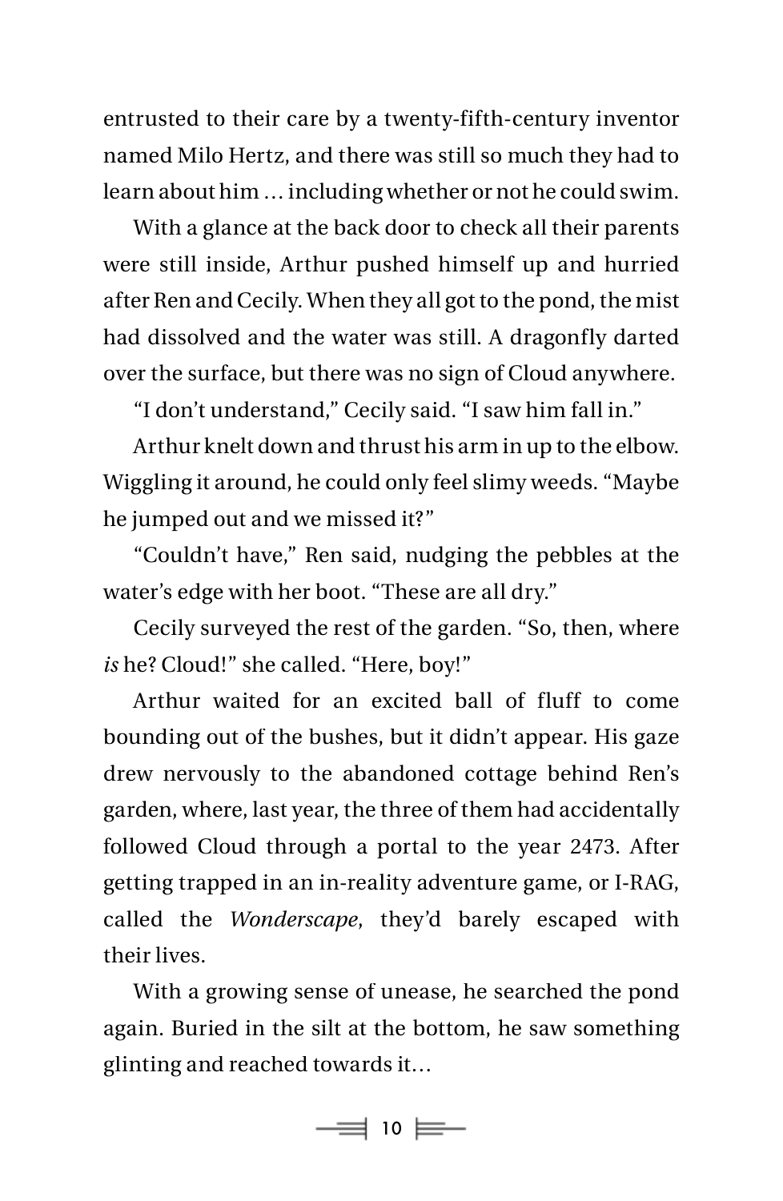entrusted to their care by a twenty-fifth-century inventor named Milo Hertz, and there was still so much they had to learn about him … including whether or not he could swim.

With a glance at the back door to check all their parents were still inside, Arthur pushed himself up and hurried after Ren and Cecily. When they all got to the pond, the mist had dissolved and the water was still. A dragonfly darted over the surface, but there was no sign of Cloud anywhere.

"I don't understand," Cecily said. "I saw him fall in."

Arthur knelt down and thrust his arm in up to the elbow. Wiggling it around, he could only feel slimy weeds. "Maybe he jumped out and we missed it?"

"Couldn't have," Ren said, nudging the pebbles at the water's edge with her boot. "These are all dry."

Cecily surveyed the rest of the garden. "So, then, where *is* he? Cloud!" she called. "Here, boy!"

Arthur waited for an excited ball of fluff to come bounding out of the bushes, but it didn't appear. His gaze drew nervously to the abandoned cottage behind Ren's garden, where, last year, the three of them had accidentally followed Cloud through a portal to the year 2473. After getting trapped in an in-reality adventure game, or I-RAG, called the *Wonderscape*, they'd barely escaped with their lives.

With a growing sense of unease, he searched the pond again. Buried in the silt at the bottom, he saw something glinting and reached towards it…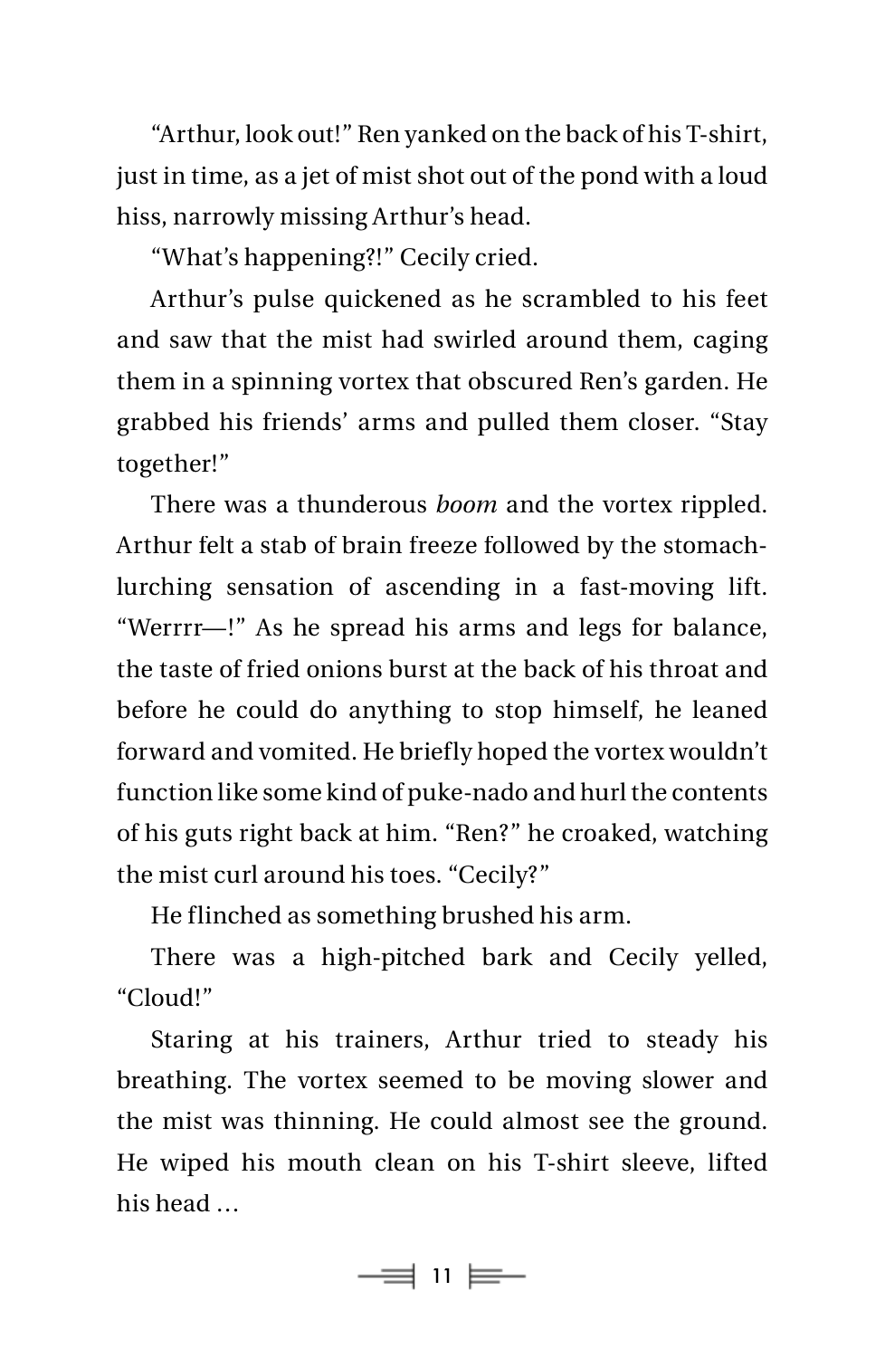"Arthur, look out!" Ren yanked on the back of his T-shirt, just in time, as a jet of mist shot out of the pond with a loud hiss, narrowly missing Arthur's head.

"What's happening?!" Cecily cried.

Arthur's pulse quickened as he scrambled to his feet and saw that the mist had swirled around them, caging them in a spinning vortex that obscured Ren's garden. He grabbed his friends' arms and pulled them closer. "Stay together!"

There was a thunderous *boom* and the vortex rippled. Arthur felt a stab of brain freeze followed by the stomach-lurching sensation of ascending in a fast-moving lift. "Werrrr—!" As he spread his arms and legs for balance, the taste of fried onions burst at the back of his throat and before he could do anything to stop himself, he leaned forward and vomited. He briefly hoped the vortex wouldn't function like some kind of puke-nado and hurl the contents of his guts right back at him. "Ren?" he croaked, watching the mist curl around his toes. "Cecily?"

He flinched as something brushed his arm.

There was a high-pitched bark and Cecily yelled, "Cloud!"

Staring at his trainers, Arthur tried to steady his breathing. The vortex seemed to be moving slower and the mist was thinning. He could almost see the ground. He wiped his mouth clean on his T-shirt sleeve, lifted his head …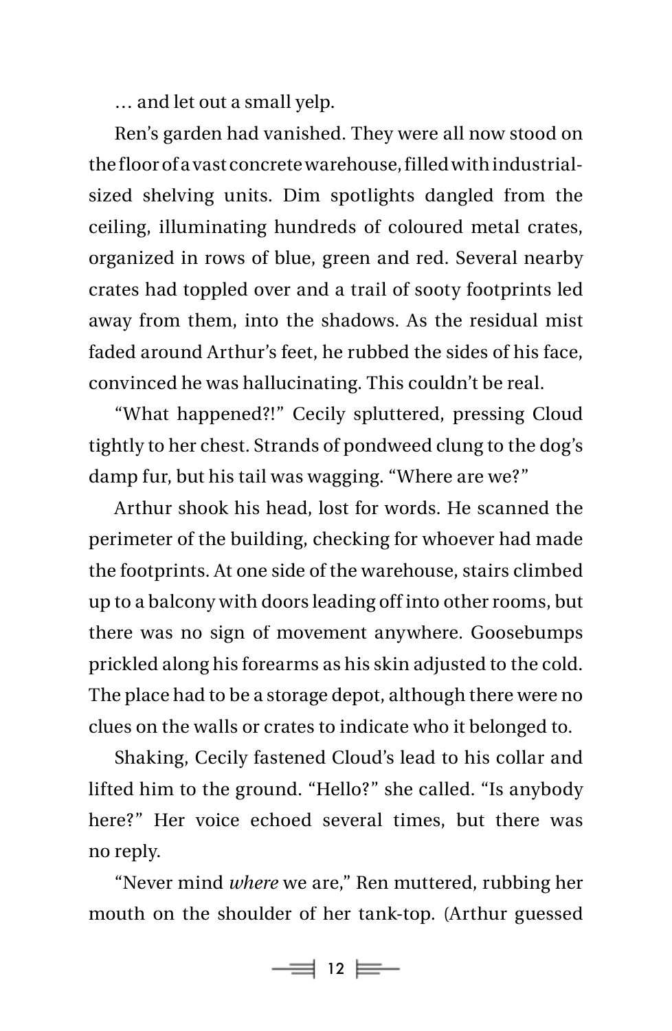… and let out a small yelp.

Ren's garden had vanished. They were all now stood on the floor of a vast concrete warehouse, filled with industrial-sized shelving units. Dim spotlights dangled from the ceiling, illuminating hundreds of coloured metal crates, organized in rows of blue, green and red. Several nearby crates had toppled over and a trail of sooty footprints led away from them, into the shadows. As the residual mist faded around Arthur's feet, he rubbed the sides of his face, convinced he was hallucinating. This couldn't be real.

"What happened?!" Cecily spluttered, pressing Cloud tightly to her chest. Strands of pondweed clung to the dog's damp fur, but his tail was wagging. "Where are we?"

Arthur shook his head, lost for words. He scanned the perimeter of the building, checking for whoever had made the footprints. At one side of the warehouse, stairs climbed up to a balcony with doors leading off into other rooms, but there was no sign of movement anywhere. Goosebumps prickled along his forearms as his skin adjusted to the cold. The place had to be a storage depot, although there were no clues on the walls or crates to indicate who it belonged to.

Shaking, Cecily fastened Cloud's lead to his collar and lifted him to the ground. "Hello?" she called. "Is anybody here?" Her voice echoed several times, but there was no reply.

"Never mind *where* we are," Ren muttered, rubbing her mouth on the shoulder of her tank-top. (Arthur guessed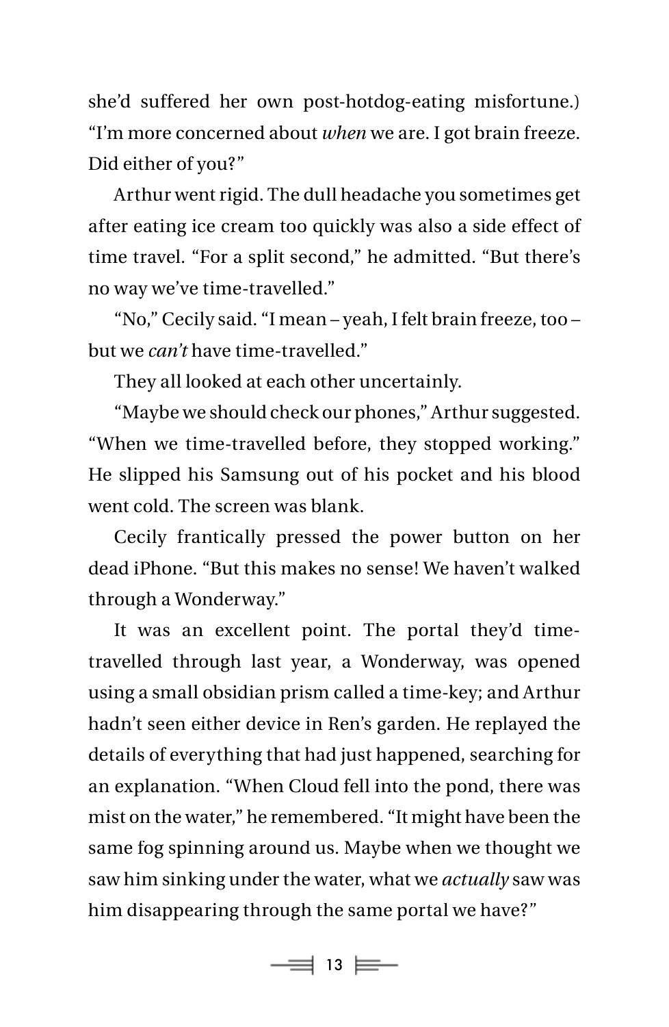she'd suffered her own post-hotdog-eating misfortune.) "I'm more concerned about *when* we are. I got brain freeze. Did either of you?"

Arthur went rigid. The dull headache you sometimes get after eating ice cream too quickly was also a side effect of time travel. "For a split second," he admitted. "But there's no way we've time-travelled."

"No," Cecily said. "I mean – yeah, I felt brain freeze, too – but we *can't* have time-travelled."

They all looked at each other uncertainly.

"Maybe we should check our phones," Arthur suggested. "When we time-travelled before, they stopped working." He slipped his Samsung out of his pocket and his blood went cold. The screen was blank.

Cecily frantically pressed the power button on her dead iPhone. "But this makes no sense! We haven't walked through a Wonderway."

It was an excellent point. The portal they'd time-travelled through last year, a Wonderway, was opened using a small obsidian prism called a time-key; and Arthur hadn't seen either device in Ren's garden. He replayed the details of everything that had just happened, searching for an explanation. "When Cloud fell into the pond, there was mist on the water," he remembered. "It might have been the same fog spinning around us. Maybe when we thought we saw him sinking under the water, what we *actually* saw was him disappearing through the same portal we have?"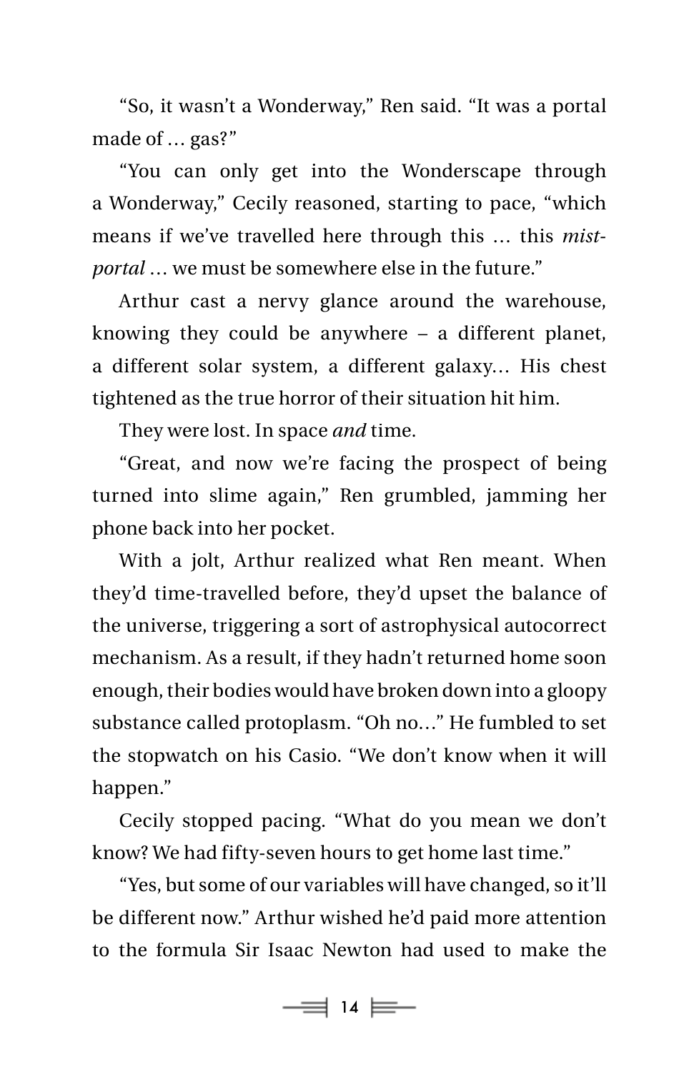"So, it wasn't a Wonderway," Ren said. "It was a portal made of … gas?"

"You can only get into the Wonderscape through a Wonderway," Cecily reasoned, starting to pace, "which means if we've travelled here through this … this *mist-portal* … we must be somewhere else in the future."

Arthur cast a nervy glance around the warehouse, knowing they could be anywhere – a different planet, a different solar system, a different galaxy… His chest tightened as the true horror of their situation hit him.

They were lost. In space *and* time.

"Great, and now we're facing the prospect of being turned into slime again," Ren grumbled, jamming her phone back into her pocket.

With a jolt, Arthur realized what Ren meant. When they'd time-travelled before, they'd upset the balance of the universe, triggering a sort of astrophysical autocorrect mechanism. As a result, if they hadn't returned home soon enough, their bodies would have broken down into a gloopy substance called protoplasm. "Oh no…" He fumbled to set the stopwatch on his Casio. "We don't know when it will happen."

Cecily stopped pacing. "What do you mean we don't know? We had fifty-seven hours to get home last time."

"Yes, but some of our variables will have changed, so it'll be different now." Arthur wished he'd paid more attention to the formula Sir Isaac Newton had used to make the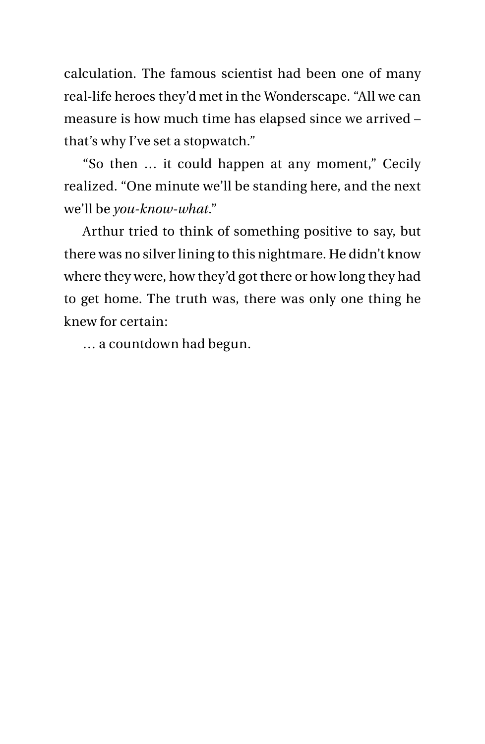calculation. The famous scientist had been one of many real-life heroes they'd met in the Wonderscape. "All we can measure is how much time has elapsed since we arrived – that's why I've set a stopwatch."

"So then … it could happen at any moment," Cecily realized. "One minute we'll be standing here, and the next we'll be *you-know-what*."

Arthur tried to think of something positive to say, but there was no silver lining to this nightmare. He didn't know where they were, how they'd got there or how long they had to get home. The truth was, there was only one thing he knew for certain:

… a countdown had begun.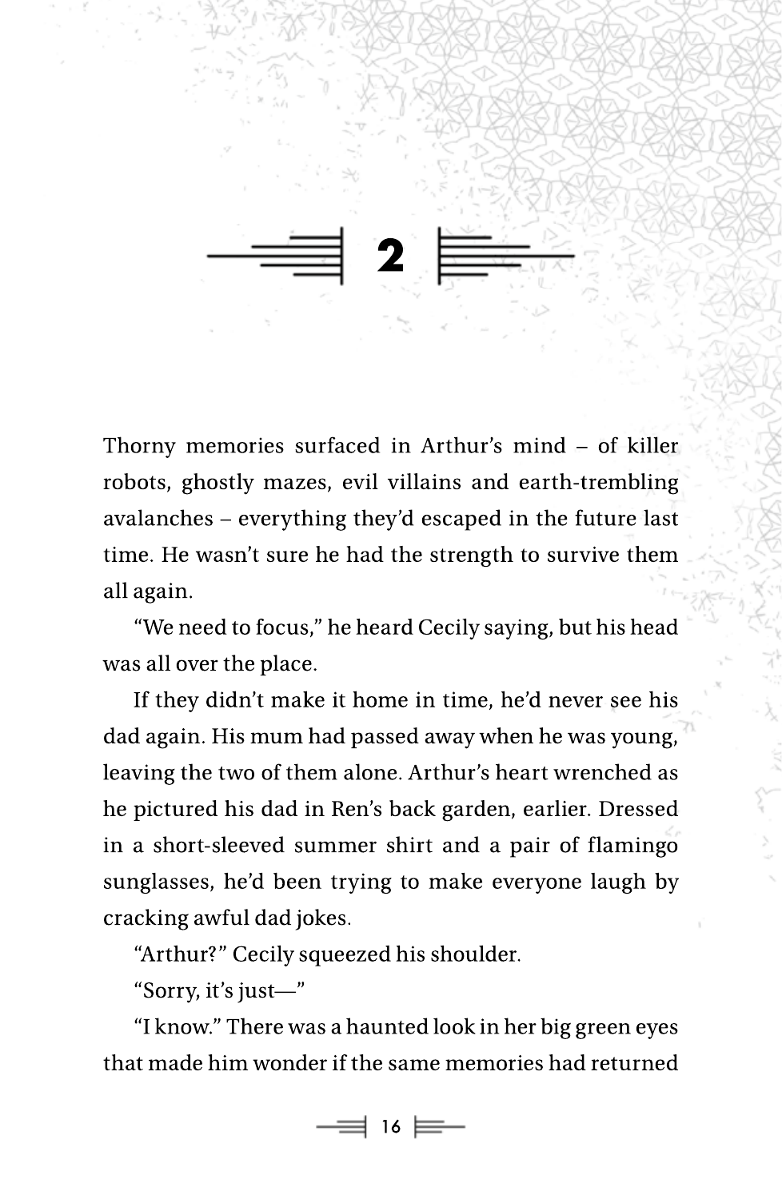# 2

Thorny memories surfaced in Arthur's mind – of killer robots, ghostly mazes, evil villains and earth-trembling avalanches – everything they'd escaped in the future last time. He wasn't sure he had the strength to survive them all again.

"We need to focus," he heard Cecily saying, but his head was all over the place.

If they didn't make it home in time, he'd never see his dad again. His mum had passed away when he was young, leaving the two of them alone. Arthur's heart wrenched as he pictured his dad in Ren's back garden, earlier. Dressed in a short-sleeved summer shirt and a pair of flamingo sunglasses, he'd been trying to make everyone laugh by cracking awful dad jokes.

"Arthur?" Cecily squeezed his shoulder.

"Sorry, it's just—"

"I know." There was a haunted look in her big green eyes that made him wonder if the same memories had returned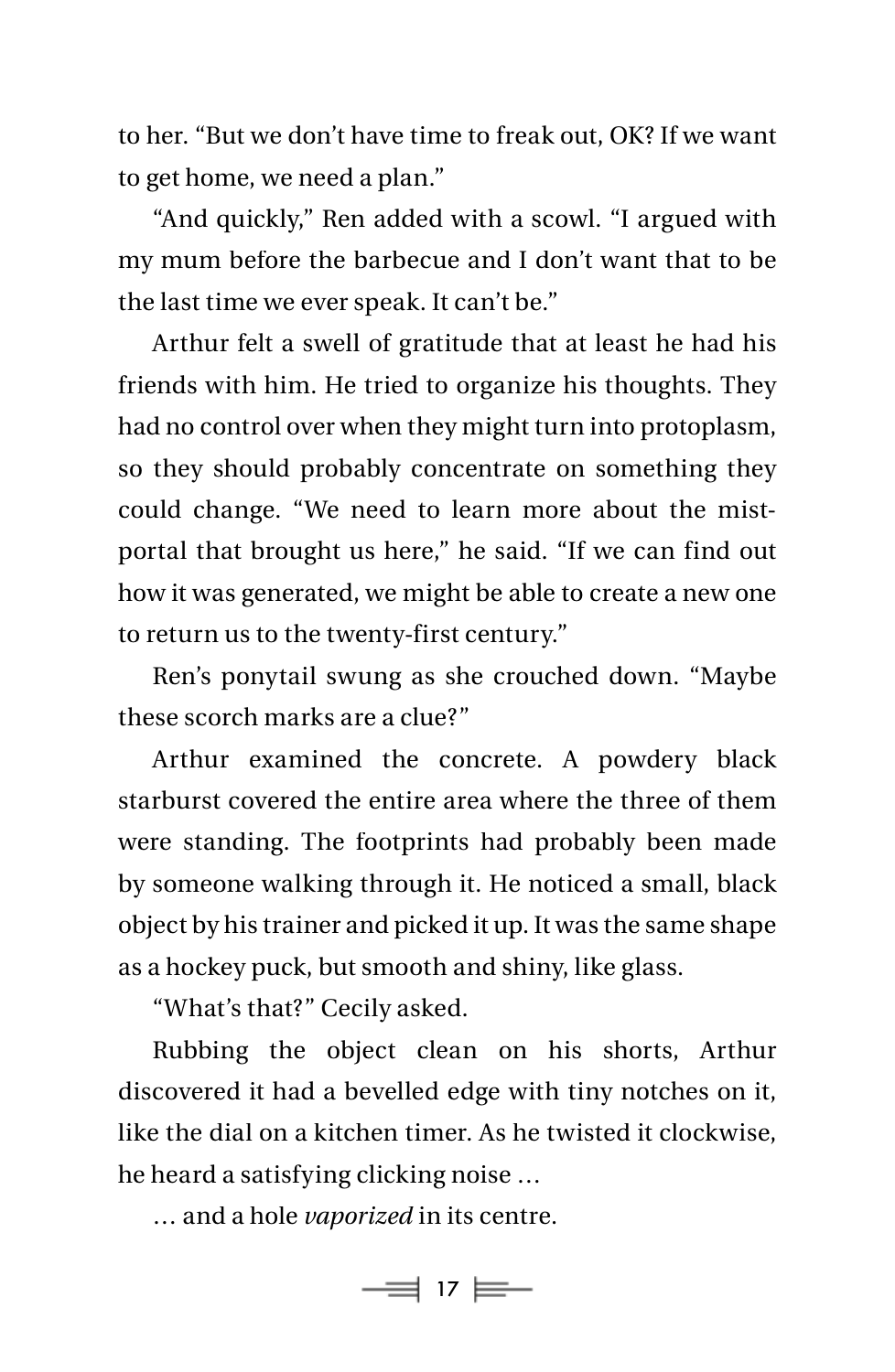to her. "But we don't have time to freak out, OK? If we want to get home, we need a plan."

"And quickly," Ren added with a scowl. "I argued with my mum before the barbecue and I don't want that to be the last time we ever speak. It can't be."

Arthur felt a swell of gratitude that at least he had his friends with him. He tried to organize his thoughts. They had no control over when they might turn into protoplasm, so they should probably concentrate on something they could change. "We need to learn more about the mist-portal that brought us here," he said. "If we can find out how it was generated, we might be able to create a new one to return us to the twenty-first century."

Ren's ponytail swung as she crouched down. "Maybe these scorch marks are a clue?"

Arthur examined the concrete. A powdery black starburst covered the entire area where the three of them were standing. The footprints had probably been made by someone walking through it. He noticed a small, black object by his trainer and picked it up. It was the same shape as a hockey puck, but smooth and shiny, like glass.

"What's that?" Cecily asked.

Rubbing the object clean on his shorts, Arthur discovered it had a bevelled edge with tiny notches on it, like the dial on a kitchen timer. As he twisted it clockwise, he heard a satisfying clicking noise …

… and a hole *vaporized* in its centre.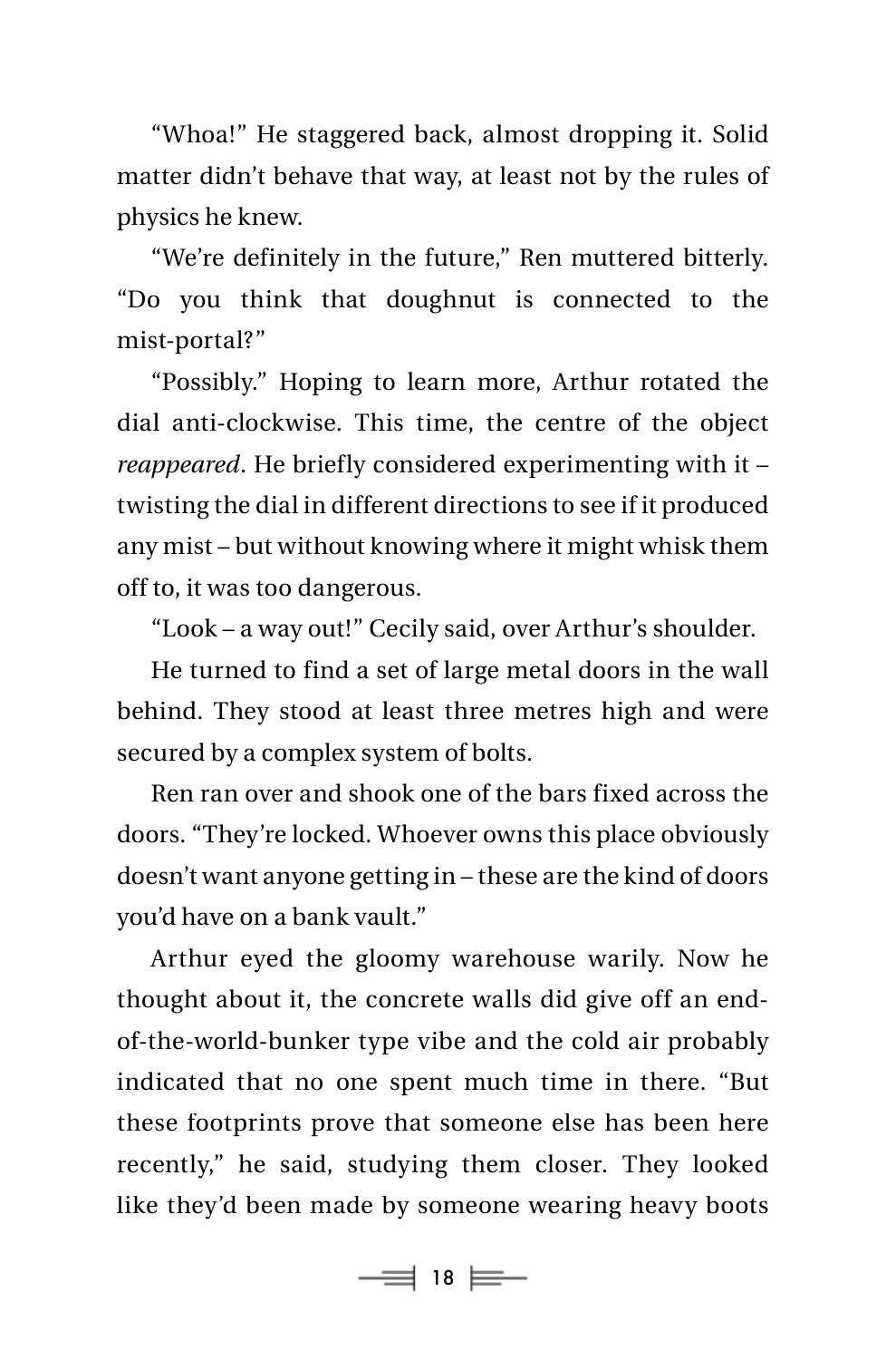"Whoa!" He staggered back, almost dropping it. Solid matter didn't behave that way, at least not by the rules of physics he knew.

"We're definitely in the future," Ren muttered bitterly. "Do you think that doughnut is connected to the mist-portal?"

"Possibly." Hoping to learn more, Arthur rotated the dial anti-clockwise. This time, the centre of the object *reappeared*. He briefly considered experimenting with it – twisting the dial in different directions to see if it produced any mist – but without knowing where it might whisk them off to, it was too dangerous.

"Look – a way out!" Cecily said, over Arthur's shoulder.

He turned to find a set of large metal doors in the wall behind. They stood at least three metres high and were secured by a complex system of bolts.

Ren ran over and shook one of the bars fixed across the doors. "They're locked. Whoever owns this place obviously doesn't want anyone getting in – these are the kind of doors you'd have on a bank vault."

Arthur eyed the gloomy warehouse warily. Now he thought about it, the concrete walls did give off an end-of-the-world-bunker type vibe and the cold air probably indicated that no one spent much time in there. "But these footprints prove that someone else has been here recently," he said, studying them closer. They looked like they'd been made by someone wearing heavy boots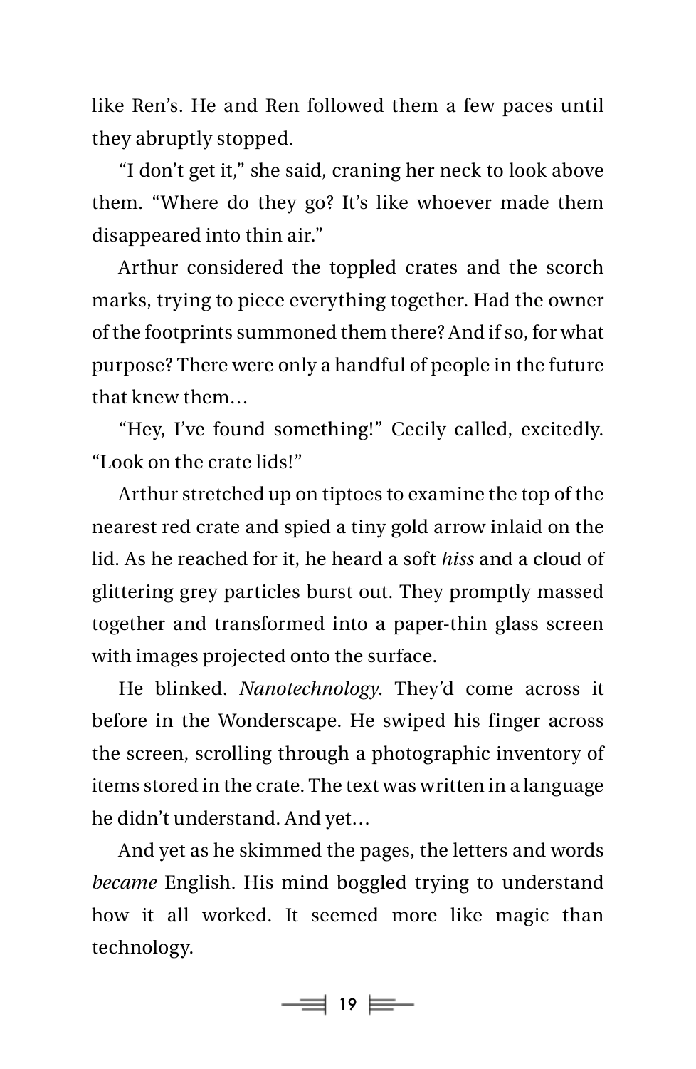like Ren's. He and Ren followed them a few paces until they abruptly stopped.

"I don't get it," she said, craning her neck to look above them. "Where do they go? It's like whoever made them disappeared into thin air."

Arthur considered the toppled crates and the scorch marks, trying to piece everything together. Had the owner of the footprints summoned them there? And if so, for what purpose? There were only a handful of people in the future that knew them…

"Hey, I've found something!" Cecily called, excitedly. "Look on the crate lids!"

Arthur stretched up on tiptoes to examine the top of the nearest red crate and spied a tiny gold arrow inlaid on the lid. As he reached for it, he heard a soft *hiss* and a cloud of glittering grey particles burst out. They promptly massed together and transformed into a paper-thin glass screen with images projected onto the surface.

He blinked. *Nanotechnology*. They'd come across it before in the Wonderscape. He swiped his finger across the screen, scrolling through a photographic inventory of items stored in the crate. The text was written in a language he didn't understand. And yet…

And yet as he skimmed the pages, the letters and words *became* English. His mind boggled trying to understand how it all worked. It seemed more like magic than technology.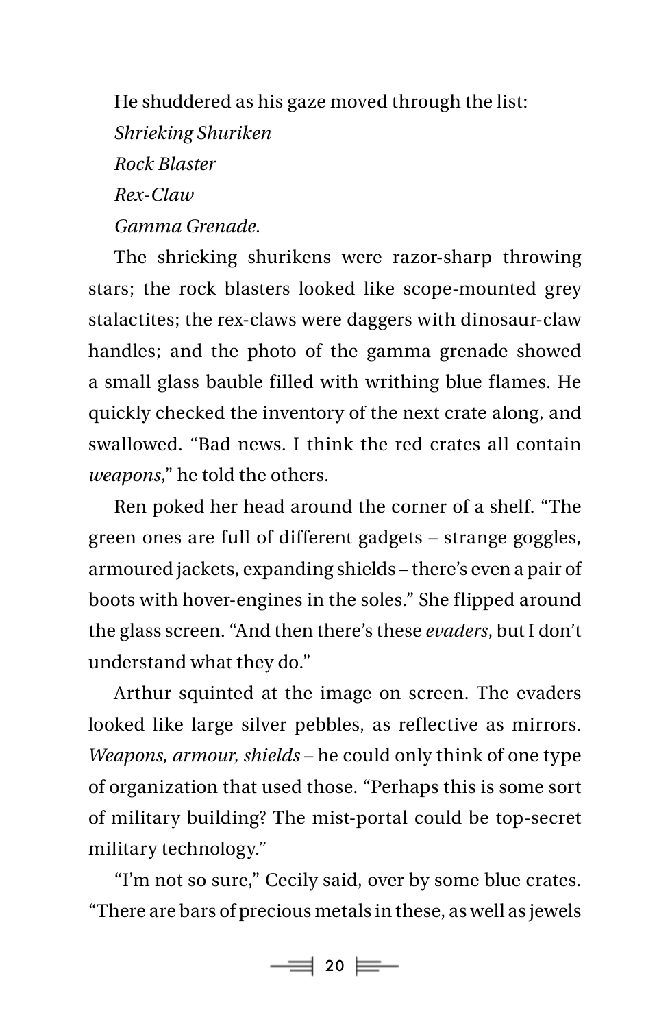He shuddered as his gaze moved through the list:

*Shrieking Shuriken*

*Rock Blaster*

*Rex-Claw*

*Gamma Grenade.*

The shrieking shurikens were razor-sharp throwing stars; the rock blasters looked like scope-mounted grey stalactites; the rex-claws were daggers with dinosaur-claw handles; and the photo of the gamma grenade showed a small glass bauble filled with writhing blue flames. He quickly checked the inventory of the next crate along, and swallowed. "Bad news. I think the red crates all contain *weapons*," he told the others.

Ren poked her head around the corner of a shelf. "The green ones are full of different gadgets – strange goggles, armoured jackets, expanding shields – there's even a pair of boots with hover-engines in the soles." She flipped around the glass screen. "And then there's these *evaders*, but I don't understand what they do."

Arthur squinted at the image on screen. The evaders looked like large silver pebbles, as reflective as mirrors. *Weapons, armour, shields* – he could only think of one type of organization that used those. "Perhaps this is some sort of military building? The mist-portal could be top-secret military technology."

"I'm not so sure," Cecily said, over by some blue crates. "There are bars of precious metals in these, as well as jewels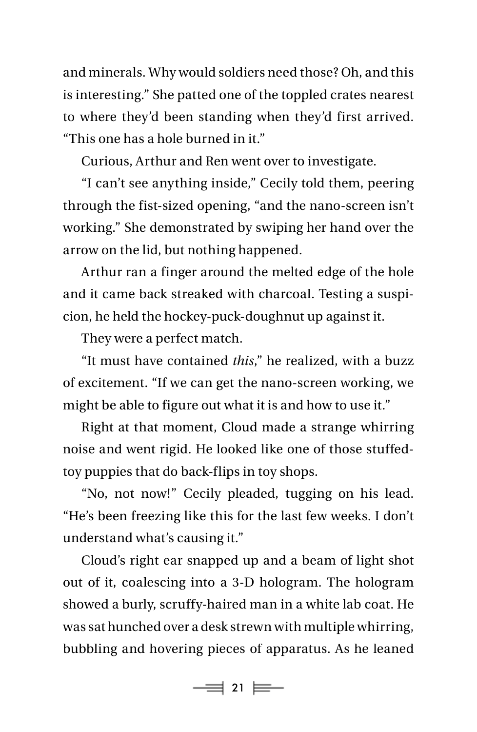and minerals. Why would soldiers need those? Oh, and this is interesting." She patted one of the toppled crates nearest to where they'd been standing when they'd first arrived. "This one has a hole burned in it."

Curious, Arthur and Ren went over to investigate.

"I can't see anything inside," Cecily told them, peering through the fist-sized opening, "and the nano-screen isn't working." She demonstrated by swiping her hand over the arrow on the lid, but nothing happened.

Arthur ran a finger around the melted edge of the hole and it came back streaked with charcoal. Testing a suspicion, he held the hockey-puck-doughnut up against it.

They were a perfect match.

"It must have contained *this*," he realized, with a buzz of excitement. "If we can get the nano-screen working, we might be able to figure out what it is and how to use it."

Right at that moment, Cloud made a strange whirring noise and went rigid. He looked like one of those stuffed-toy puppies that do back-flips in toy shops.

"No, not now!" Cecily pleaded, tugging on his lead. "He's been freezing like this for the last few weeks. I don't understand what's causing it."

Cloud's right ear snapped up and a beam of light shot out of it, coalescing into a 3-D hologram. The hologram showed a burly, scruffy-haired man in a white lab coat. He was sat hunched over a desk strewn with multiple whirring, bubbling and hovering pieces of apparatus. As he leaned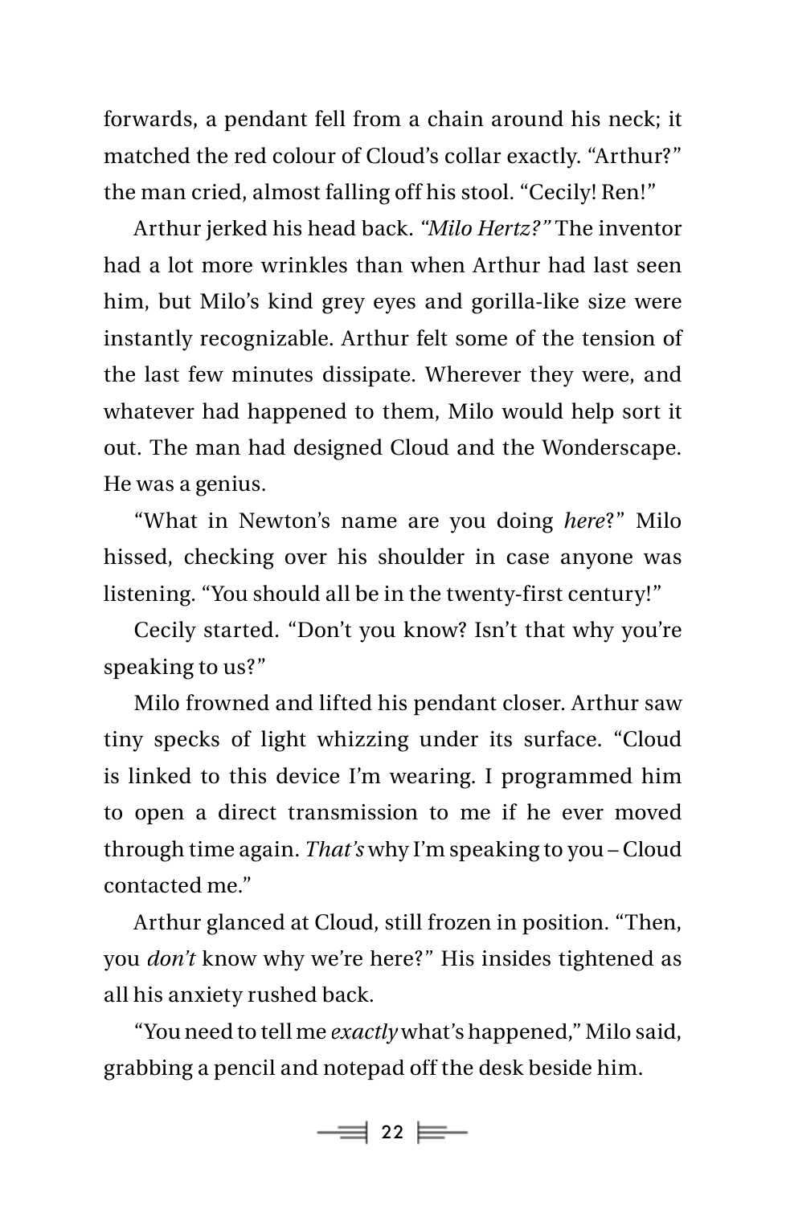forwards, a pendant fell from a chain around his neck; it matched the red colour of Cloud's collar exactly. "Arthur?" the man cried, almost falling off his stool. "Cecily! Ren!"

Arthur jerked his head back. *"Milo Hertz?"* The inventor had a lot more wrinkles than when Arthur had last seen him, but Milo's kind grey eyes and gorilla-like size were instantly recognizable. Arthur felt some of the tension of the last few minutes dissipate. Wherever they were, and whatever had happened to them, Milo would help sort it out. The man had designed Cloud and the Wonderscape. He was a genius.

"What in Newton's name are you doing *here*?" Milo hissed, checking over his shoulder in case anyone was listening. "You should all be in the twenty-first century!"

Cecily started. "Don't you know? Isn't that why you're speaking to us?"

Milo frowned and lifted his pendant closer. Arthur saw tiny specks of light whizzing under its surface. "Cloud is linked to this device I'm wearing. I programmed him to open a direct transmission to me if he ever moved through time again. *That's* why I'm speaking to you – Cloud contacted me."

Arthur glanced at Cloud, still frozen in position. "Then, you *don't* know why we're here?" His insides tightened as all his anxiety rushed back.

"You need to tell me *exactly* what's happened," Milo said, grabbing a pencil and notepad off the desk beside him.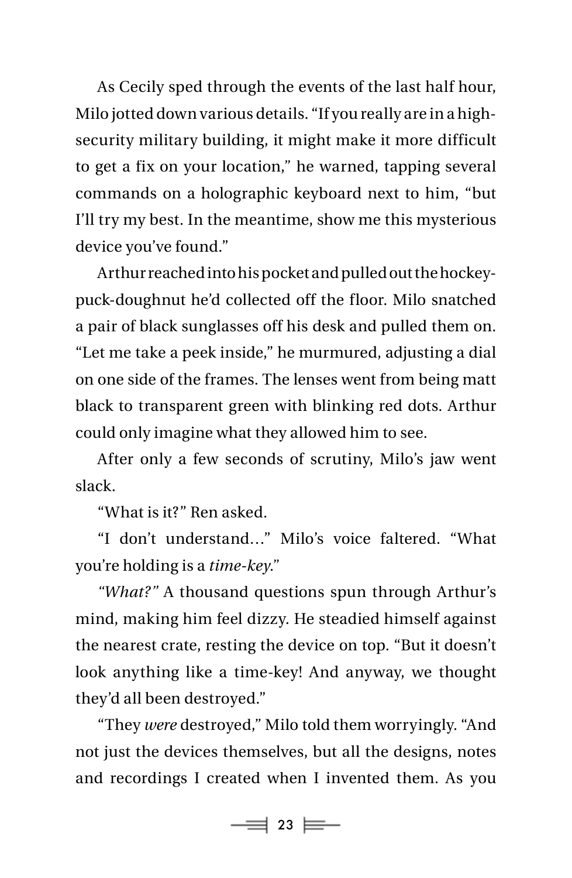As Cecily sped through the events of the last half hour, Milo jotted down various details. "If you really are in a high-security military building, it might make it more difficult to get a fix on your location," he warned, tapping several commands on a holographic keyboard next to him, "but I'll try my best. In the meantime, show me this mysterious device you've found."

Arthur reached into his pocket and pulled out the hockey-puck-doughnut he'd collected off the floor. Milo snatched a pair of black sunglasses off his desk and pulled them on. "Let me take a peek inside," he murmured, adjusting a dial on one side of the frames. The lenses went from being matt black to transparent green with blinking red dots. Arthur could only imagine what they allowed him to see.

After only a few seconds of scrutiny, Milo's jaw went slack.

"What is it?" Ren asked.

"I don't understand…" Milo's voice faltered. "What you're holding is a *time-key*."

*"What?"* A thousand questions spun through Arthur's mind, making him feel dizzy. He steadied himself against the nearest crate, resting the device on top. "But it doesn't look anything like a time-key! And anyway, we thought they'd all been destroyed."

"They *were* destroyed," Milo told them worryingly. "And not just the devices themselves, but all the designs, notes and recordings I created when I invented them. As you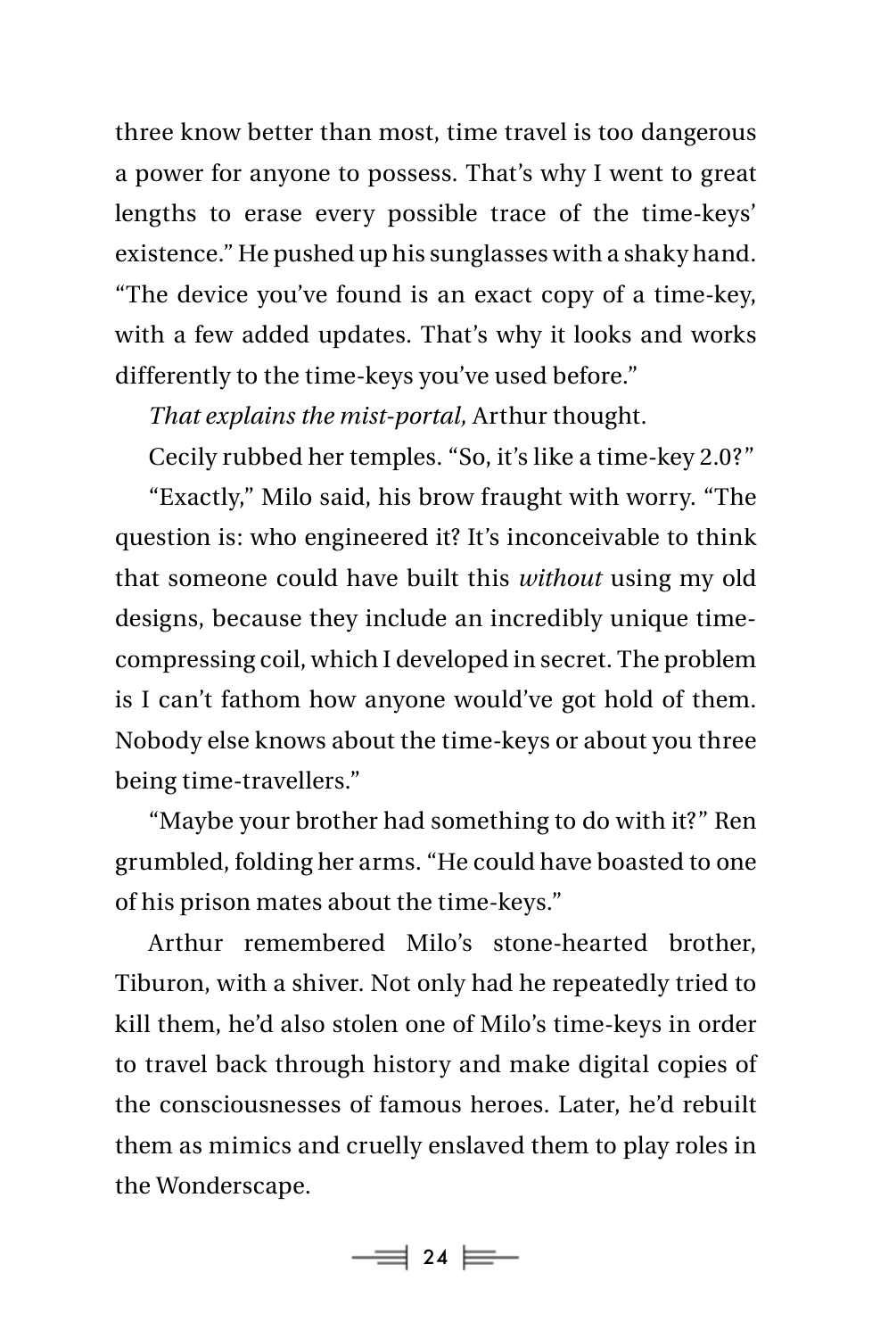three know better than most, time travel is too dangerous a power for anyone to possess. That's why I went to great lengths to erase every possible trace of the time-keys' existence." He pushed up his sunglasses with a shaky hand. "The device you've found is an exact copy of a time-key, with a few added updates. That's why it looks and works differently to the time-keys you've used before."

*That explains the mist-portal,* Arthur thought.

Cecily rubbed her temples. "So, it's like a time-key 2.0?"

"Exactly," Milo said, his brow fraught with worry. "The question is: who engineered it? It's inconceivable to think that someone could have built this *without* using my old designs, because they include an incredibly unique time-compressing coil, which I developed in secret. The problem is I can't fathom how anyone would've got hold of them. Nobody else knows about the time-keys or about you three being time-travellers."

"Maybe your brother had something to do with it?" Ren grumbled, folding her arms. "He could have boasted to one of his prison mates about the time-keys."

Arthur remembered Milo's stone-hearted brother, Tiburon, with a shiver. Not only had he repeatedly tried to kill them, he'd also stolen one of Milo's time-keys in order to travel back through history and make digital copies of the consciousnesses of famous heroes. Later, he'd rebuilt them as mimics and cruelly enslaved them to play roles in the Wonderscape.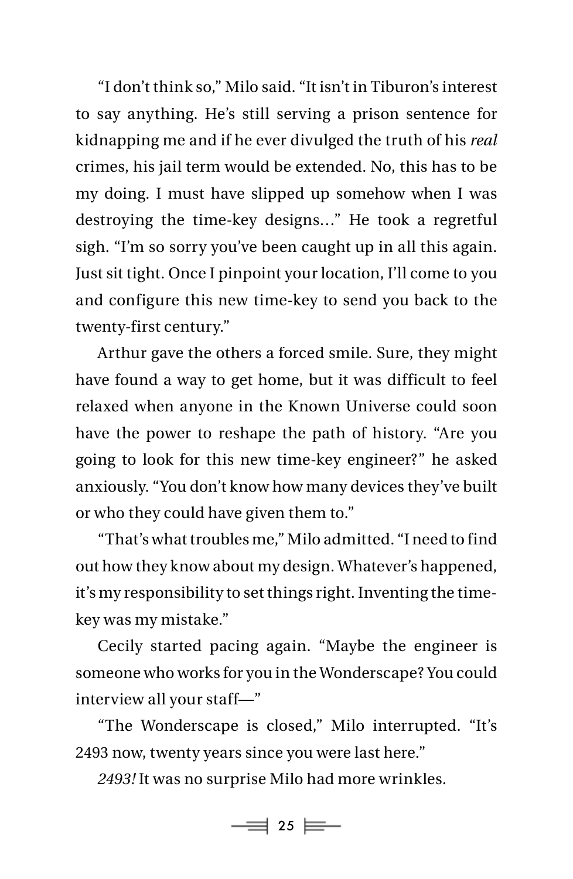"I don't think so," Milo said. "It isn't in Tiburon's interest to say anything. He's still serving a prison sentence for kidnapping me and if he ever divulged the truth of his *real* crimes, his jail term would be extended. No, this has to be my doing. I must have slipped up somehow when I was destroying the time-key designs…" He took a regretful sigh. "I'm so sorry you've been caught up in all this again. Just sit tight. Once I pinpoint your location, I'll come to you and configure this new time-key to send you back to the twenty-first century."

Arthur gave the others a forced smile. Sure, they might have found a way to get home, but it was difficult to feel relaxed when anyone in the Known Universe could soon have the power to reshape the path of history. "Are you going to look for this new time-key engineer?" he asked anxiously. "You don't know how many devices they've built or who they could have given them to."

"That's what troubles me," Milo admitted. "I need to find out how they know about my design. Whatever's happened, it's my responsibility to set things right. Inventing the time-key was my mistake."

Cecily started pacing again. "Maybe the engineer is someone who works for you in the Wonderscape? You could interview all your staff—"

"The Wonderscape is closed," Milo interrupted. "It's 2493 now, twenty years since you were last here."

*2493!* It was no surprise Milo had more wrinkles.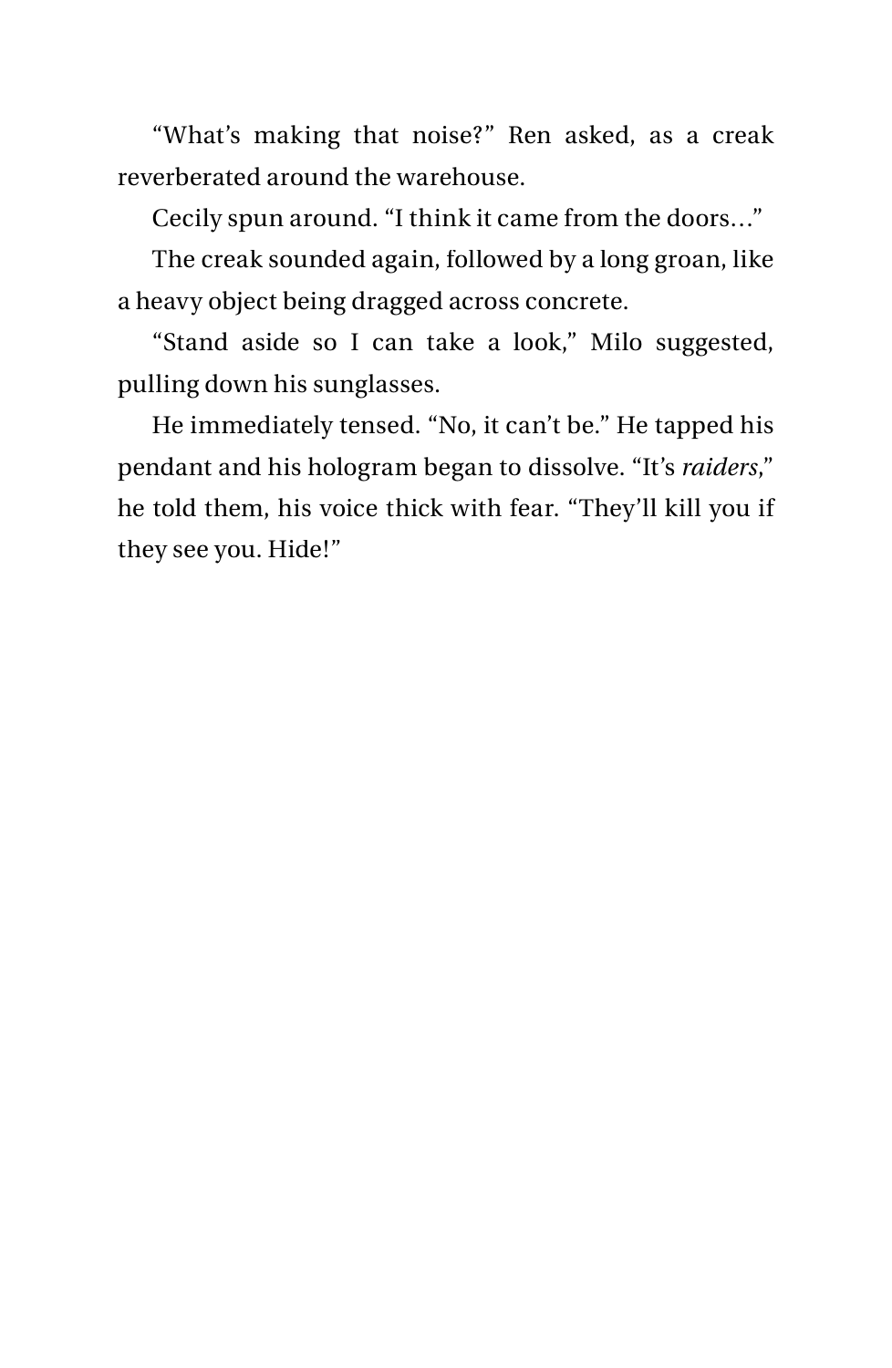“What’s making that noise?” Ren asked, as a creak reverberated around the warehouse.

Cecily spun around. “I think it came from the doors…”

The creak sounded again, followed by a long groan, like a heavy object being dragged across concrete.

“Stand aside so I can take a look,” Milo suggested, pulling down his sunglasses.

He immediately tensed. “No, it can’t be.” He tapped his pendant and his hologram began to dissolve. “It’s *raiders*,” he told them, his voice thick with fear. “They’ll kill you if they see you. Hide!”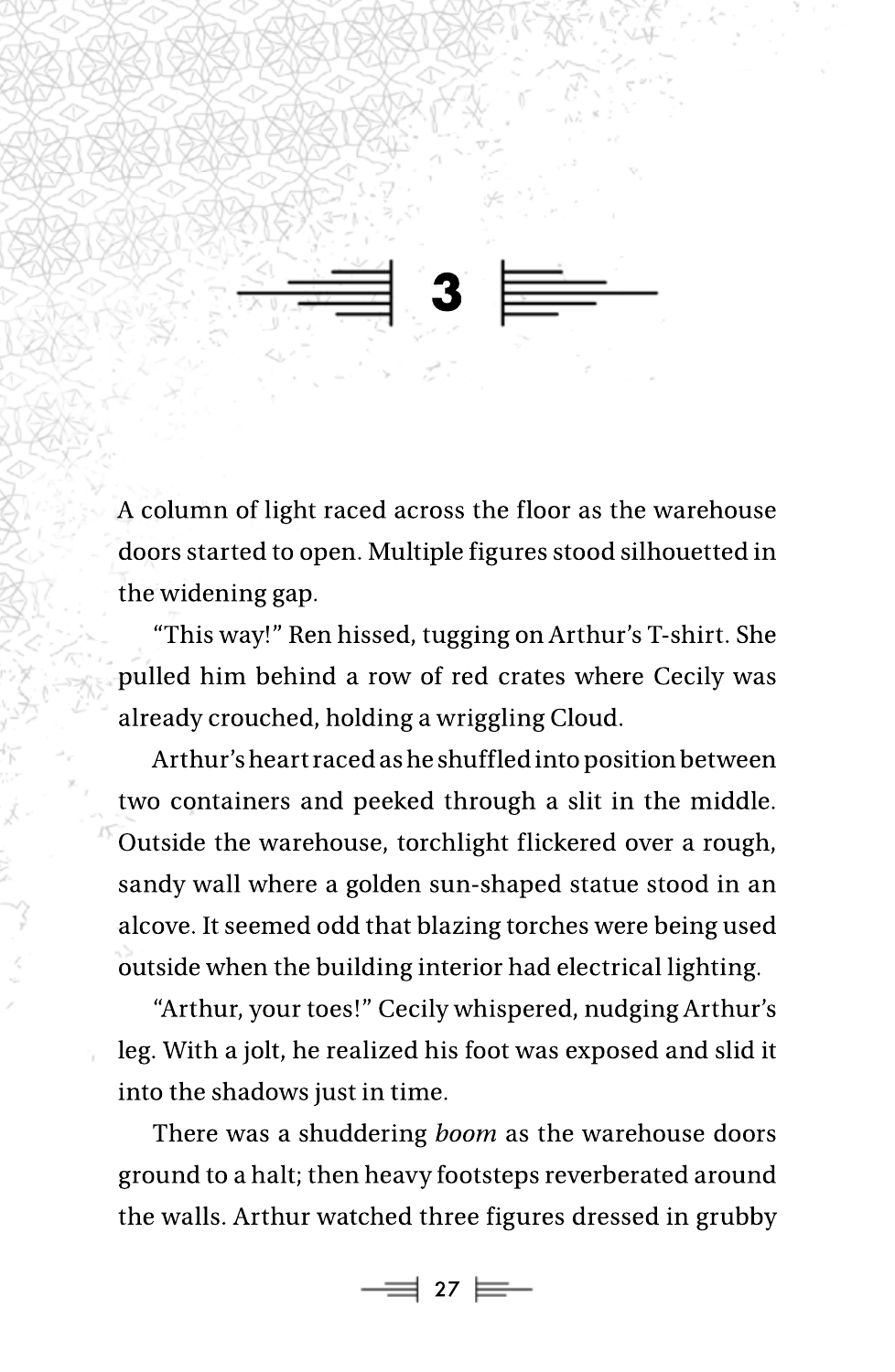# 3

A column of light raced across the floor as the warehouse doors started to open. Multiple figures stood silhouetted in the widening gap.

"This way!" Ren hissed, tugging on Arthur's T-shirt. She pulled him behind a row of red crates where Cecily was already crouched, holding a wriggling Cloud.

Arthur's heart raced as he shuffled into position between two containers and peeked through a slit in the middle. Outside the warehouse, torchlight flickered over a rough, sandy wall where a golden sun-shaped statue stood in an alcove. It seemed odd that blazing torches were being used outside when the building interior had electrical lighting.

"Arthur, your toes!" Cecily whispered, nudging Arthur's leg. With a jolt, he realized his foot was exposed and slid it into the shadows just in time.

There was a shuddering *boom* as the warehouse doors ground to a halt; then heavy footsteps reverberated around the walls. Arthur watched three figures dressed in grubby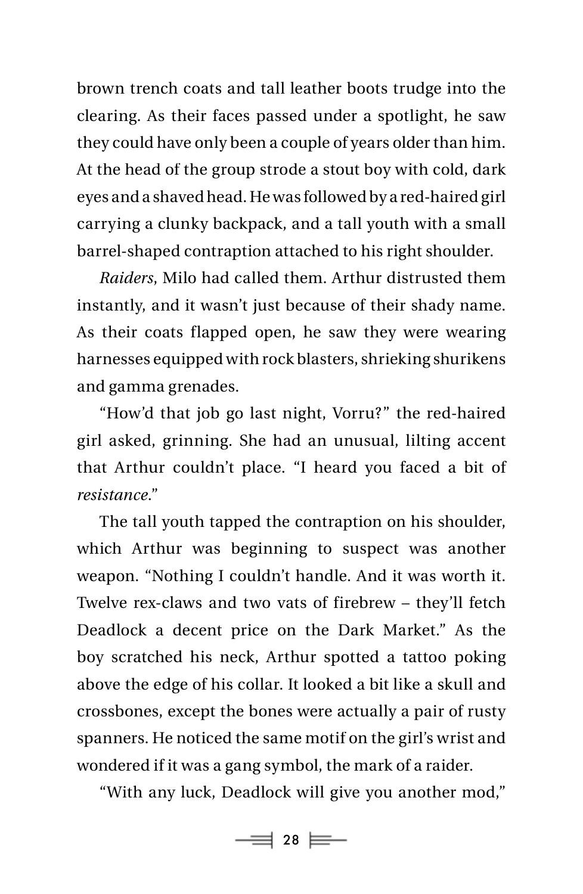brown trench coats and tall leather boots trudge into the clearing. As their faces passed under a spotlight, he saw they could have only been a couple of years older than him. At the head of the group strode a stout boy with cold, dark eyes and a shaved head. He was followed by a red-haired girl carrying a clunky backpack, and a tall youth with a small barrel-shaped contraption attached to his right shoulder.

*Raiders*, Milo had called them. Arthur distrusted them instantly, and it wasn't just because of their shady name. As their coats flapped open, he saw they were wearing harnesses equipped with rock blasters, shrieking shurikens and gamma grenades.

"How'd that job go last night, Vorru?" the red-haired girl asked, grinning. She had an unusual, lilting accent that Arthur couldn't place. "I heard you faced a bit of *resistance*."

The tall youth tapped the contraption on his shoulder, which Arthur was beginning to suspect was another weapon. "Nothing I couldn't handle. And it was worth it. Twelve rex-claws and two vats of firebrew – they'll fetch Deadlock a decent price on the Dark Market." As the boy scratched his neck, Arthur spotted a tattoo poking above the edge of his collar. It looked a bit like a skull and crossbones, except the bones were actually a pair of rusty spanners. He noticed the same motif on the girl's wrist and wondered if it was a gang symbol, the mark of a raider.

"With any luck, Deadlock will give you another mod,"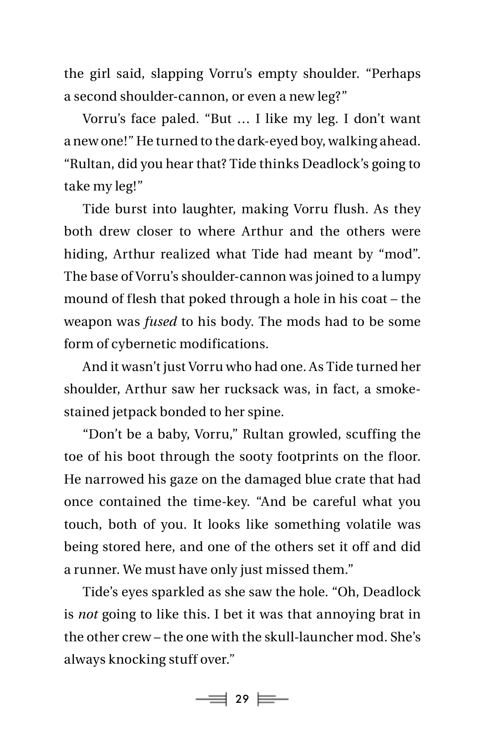the girl said, slapping Vorru's empty shoulder. "Perhaps a second shoulder-cannon, or even a new leg?"

Vorru's face paled. "But … I like my leg. I don't want a new one!" He turned to the dark-eyed boy, walking ahead. "Rultan, did you hear that? Tide thinks Deadlock's going to take my leg!"

Tide burst into laughter, making Vorru flush. As they both drew closer to where Arthur and the others were hiding, Arthur realized what Tide had meant by "mod". The base of Vorru's shoulder-cannon was joined to a lumpy mound of flesh that poked through a hole in his coat – the weapon was *fused* to his body. The mods had to be some form of cybernetic modifications.

And it wasn't just Vorru who had one. As Tide turned her shoulder, Arthur saw her rucksack was, in fact, a smoke-stained jetpack bonded to her spine.

"Don't be a baby, Vorru," Rultan growled, scuffing the toe of his boot through the sooty footprints on the floor. He narrowed his gaze on the damaged blue crate that had once contained the time-key. "And be careful what you touch, both of you. It looks like something volatile was being stored here, and one of the others set it off and did a runner. We must have only just missed them."

Tide's eyes sparkled as she saw the hole. "Oh, Deadlock is *not* going to like this. I bet it was that annoying brat in the other crew – the one with the skull-launcher mod. She's always knocking stuff over."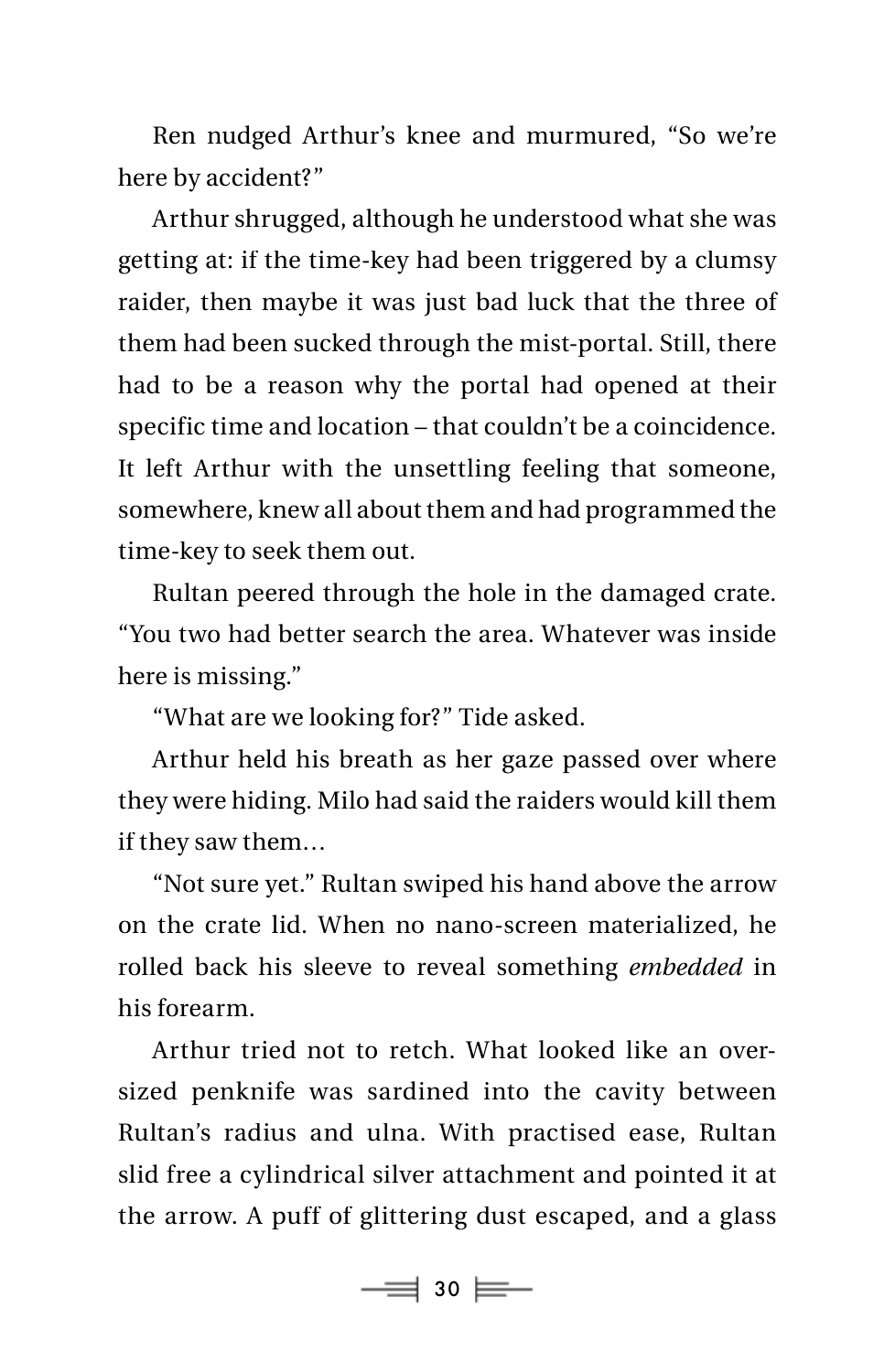Ren nudged Arthur's knee and murmured, "So we're here by accident?"

Arthur shrugged, although he understood what she was getting at: if the time-key had been triggered by a clumsy raider, then maybe it was just bad luck that the three of them had been sucked through the mist-portal. Still, there had to be a reason why the portal had opened at their specific time and location – that couldn't be a coincidence. It left Arthur with the unsettling feeling that someone, somewhere, knew all about them and had programmed the time-key to seek them out.

Rultan peered through the hole in the damaged crate. "You two had better search the area. Whatever was inside here is missing."

"What are we looking for?" Tide asked.

Arthur held his breath as her gaze passed over where they were hiding. Milo had said the raiders would kill them if they saw them…

"Not sure yet." Rultan swiped his hand above the arrow on the crate lid. When no nano-screen materialized, he rolled back his sleeve to reveal something *embedded* in his forearm.

Arthur tried not to retch. What looked like an oversized penknife was sardined into the cavity between Rultan's radius and ulna. With practised ease, Rultan slid free a cylindrical silver attachment and pointed it at the arrow. A puff of glittering dust escaped, and a glass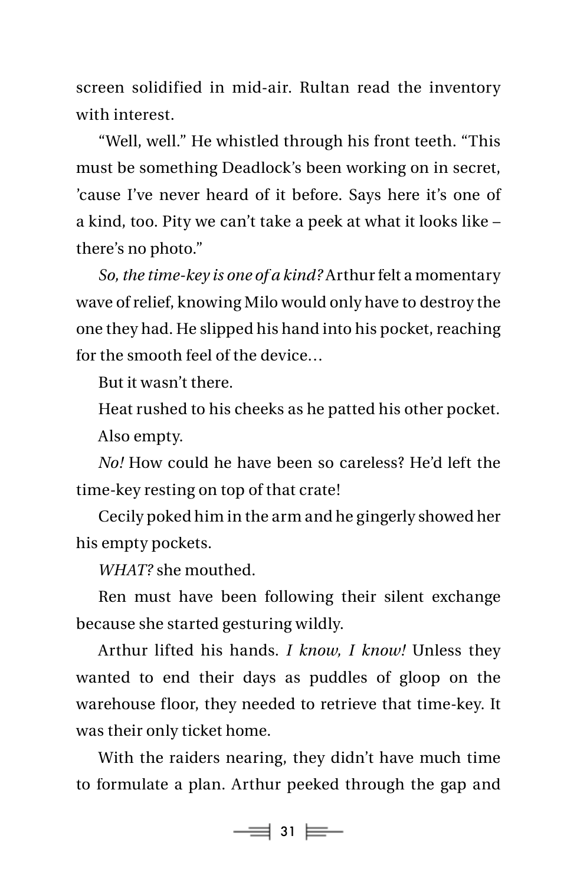screen solidified in mid-air. Rultan read the inventory with interest.

"Well, well." He whistled through his front teeth. "This must be something Deadlock's been working on in secret, 'cause I've never heard of it before. Says here it's one of a kind, too. Pity we can't take a peek at what it looks like – there's no photo."

*So, the time-key is one of a kind?* Arthur felt a momentary wave of relief, knowing Milo would only have to destroy the one they had. He slipped his hand into his pocket, reaching for the smooth feel of the device…

But it wasn't there.

Heat rushed to his cheeks as he patted his other pocket.

Also empty.

*No!* How could he have been so careless? He'd left the time-key resting on top of that crate!

Cecily poked him in the arm and he gingerly showed her his empty pockets.

*WHAT?* she mouthed.

Ren must have been following their silent exchange because she started gesturing wildly.

Arthur lifted his hands. *I know, I know!* Unless they wanted to end their days as puddles of gloop on the warehouse floor, they needed to retrieve that time-key. It was their only ticket home.

With the raiders nearing, they didn't have much time to formulate a plan. Arthur peeked through the gap and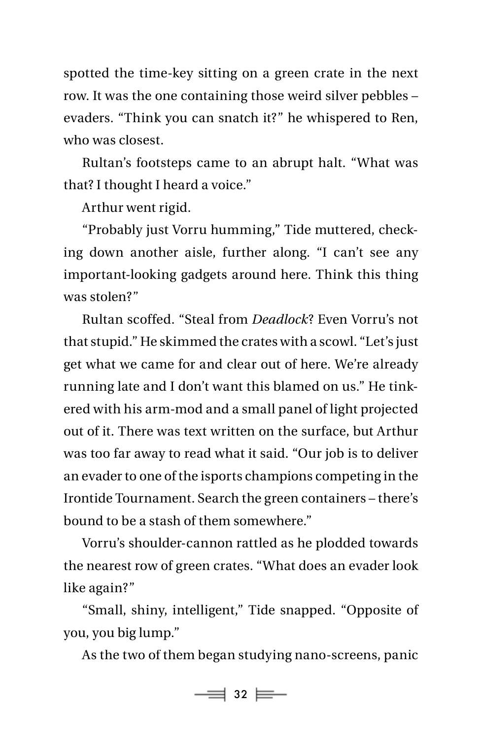spotted the time-key sitting on a green crate in the next row. It was the one containing those weird silver pebbles – evaders. "Think you can snatch it?" he whispered to Ren, who was closest.

Rultan's footsteps came to an abrupt halt. "What was that? I thought I heard a voice."

Arthur went rigid.

"Probably just Vorru humming," Tide muttered, checking down another aisle, further along. "I can't see any important-looking gadgets around here. Think this thing was stolen?"

Rultan scoffed. "Steal from *Deadlock*? Even Vorru's not that stupid." He skimmed the crates with a scowl. "Let's just get what we came for and clear out of here. We're already running late and I don't want this blamed on us." He tinkered with his arm-mod and a small panel of light projected out of it. There was text written on the surface, but Arthur was too far away to read what it said. "Our job is to deliver an evader to one of the isports champions competing in the Irontide Tournament. Search the green containers – there's bound to be a stash of them somewhere."

Vorru's shoulder-cannon rattled as he plodded towards the nearest row of green crates. "What does an evader look like again?"

"Small, shiny, intelligent," Tide snapped. "Opposite of you, you big lump."

As the two of them began studying nano-screens, panic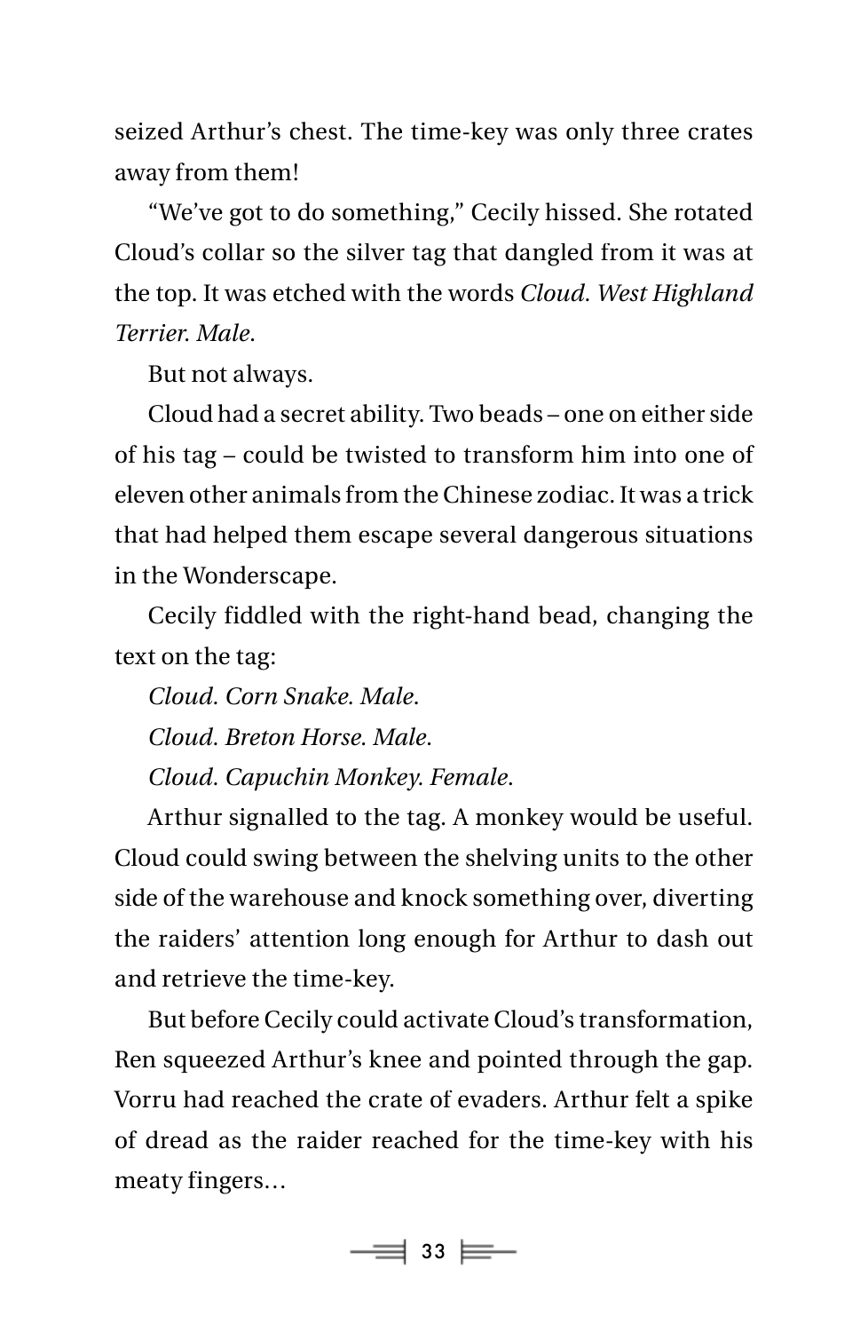seized Arthur's chest. The time-key was only three crates away from them!

"We've got to do something," Cecily hissed. She rotated Cloud's collar so the silver tag that dangled from it was at the top. It was etched with the words *Cloud. West Highland Terrier. Male*.

But not always.

Cloud had a secret ability. Two beads – one on either side of his tag – could be twisted to transform him into one of eleven other animals from the Chinese zodiac. It was a trick that had helped them escape several dangerous situations in the Wonderscape.

Cecily fiddled with the right-hand bead, changing the text on the tag:

*Cloud. Corn Snake. Male*.

*Cloud. Breton Horse. Male*.

*Cloud. Capuchin Monkey. Female*.

Arthur signalled to the tag. A monkey would be useful. Cloud could swing between the shelving units to the other side of the warehouse and knock something over, diverting the raiders' attention long enough for Arthur to dash out and retrieve the time-key.

But before Cecily could activate Cloud's transformation, Ren squeezed Arthur's knee and pointed through the gap. Vorru had reached the crate of evaders. Arthur felt a spike of dread as the raider reached for the time-key with his meaty fingers…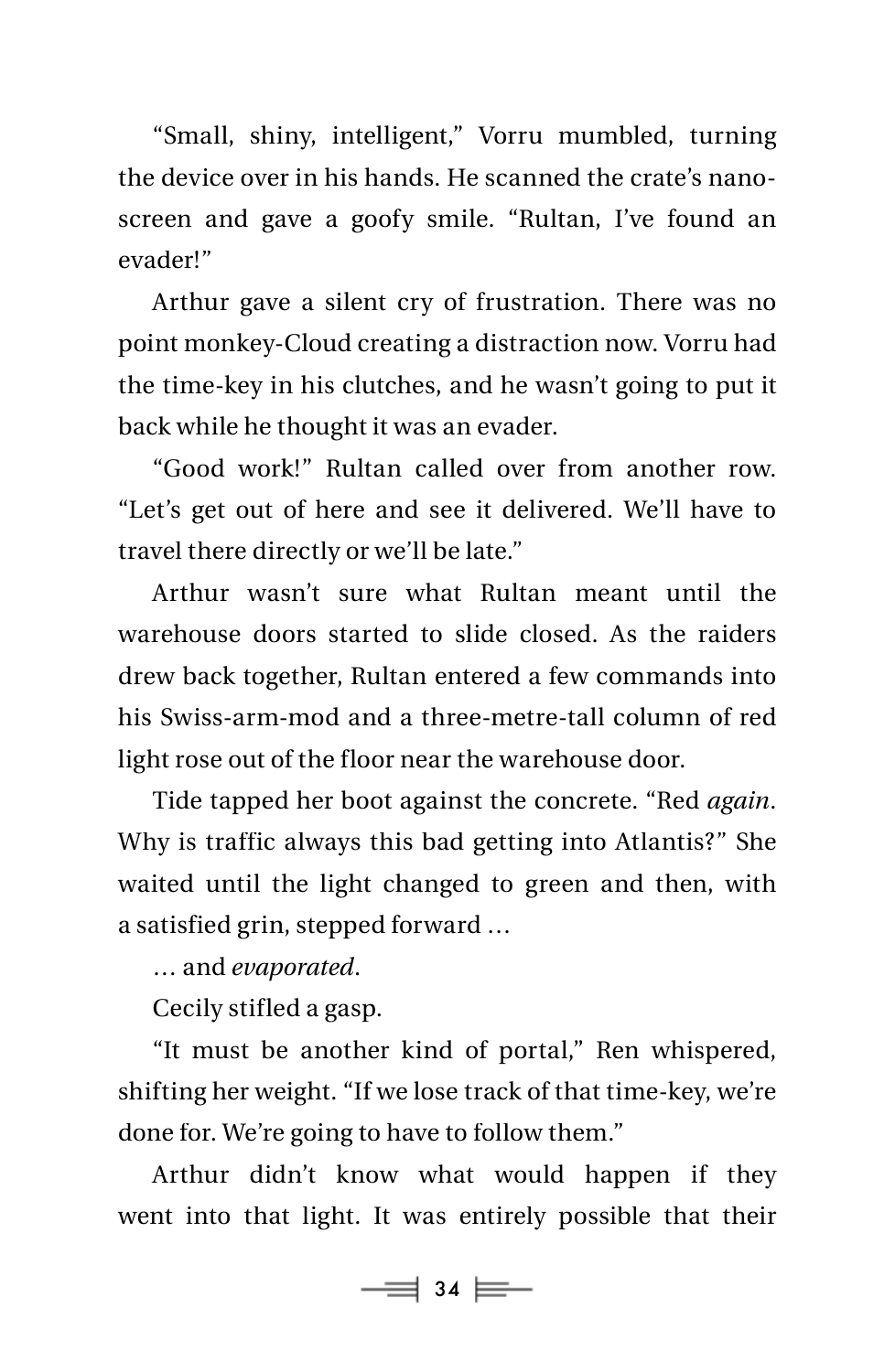"Small, shiny, intelligent," Vorru mumbled, turning the device over in his hands. He scanned the crate's nano-screen and gave a goofy smile. "Rultan, I've found an evader!"

Arthur gave a silent cry of frustration. There was no point monkey-Cloud creating a distraction now. Vorru had the time-key in his clutches, and he wasn't going to put it back while he thought it was an evader.

"Good work!" Rultan called over from another row. "Let's get out of here and see it delivered. We'll have to travel there directly or we'll be late."

Arthur wasn't sure what Rultan meant until the warehouse doors started to slide closed. As the raiders drew back together, Rultan entered a few commands into his Swiss-arm-mod and a three-metre-tall column of red light rose out of the floor near the warehouse door.

Tide tapped her boot against the concrete. "Red *again*. Why is traffic always this bad getting into Atlantis?" She waited until the light changed to green and then, with a satisfied grin, stepped forward …

… and *evaporated*.

Cecily stifled a gasp.

"It must be another kind of portal," Ren whispered, shifting her weight. "If we lose track of that time-key, we're done for. We're going to have to follow them."

Arthur didn't know what would happen if they went into that light. It was entirely possible that their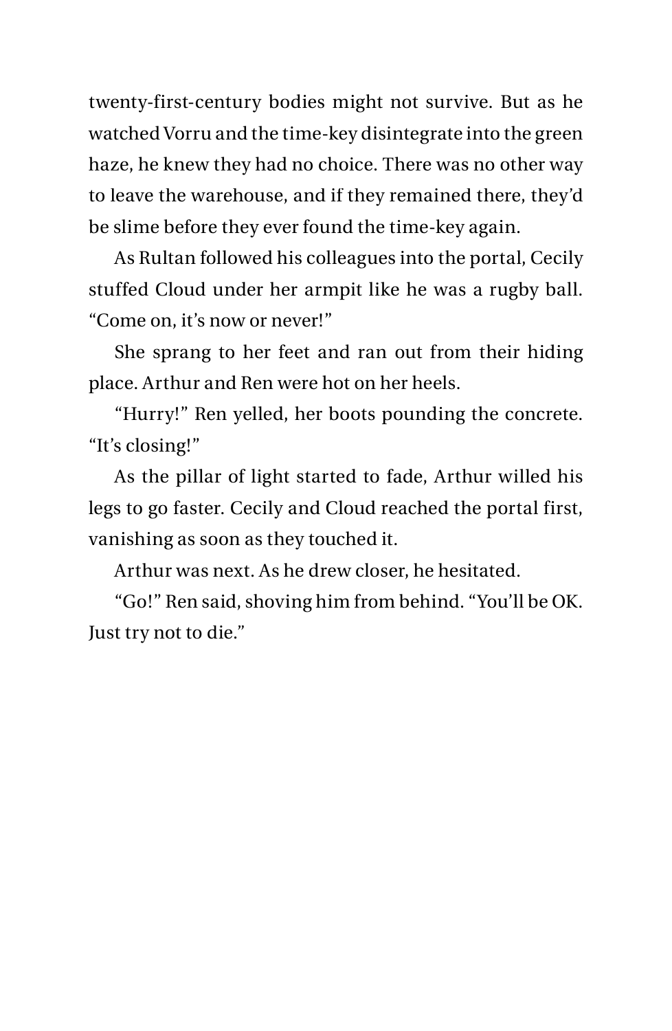twenty-first-century bodies might not survive. But as he watched Vorru and the time-key disintegrate into the green haze, he knew they had no choice. There was no other way to leave the warehouse, and if they remained there, they'd be slime before they ever found the time-key again.

As Rultan followed his colleagues into the portal, Cecily stuffed Cloud under her armpit like he was a rugby ball. "Come on, it's now or never!"

She sprang to her feet and ran out from their hiding place. Arthur and Ren were hot on her heels.

"Hurry!" Ren yelled, her boots pounding the concrete. "It's closing!"

As the pillar of light started to fade, Arthur willed his legs to go faster. Cecily and Cloud reached the portal first, vanishing as soon as they touched it.

Arthur was next. As he drew closer, he hesitated.

"Go!" Ren said, shoving him from behind. "You'll be OK. Just try not to die."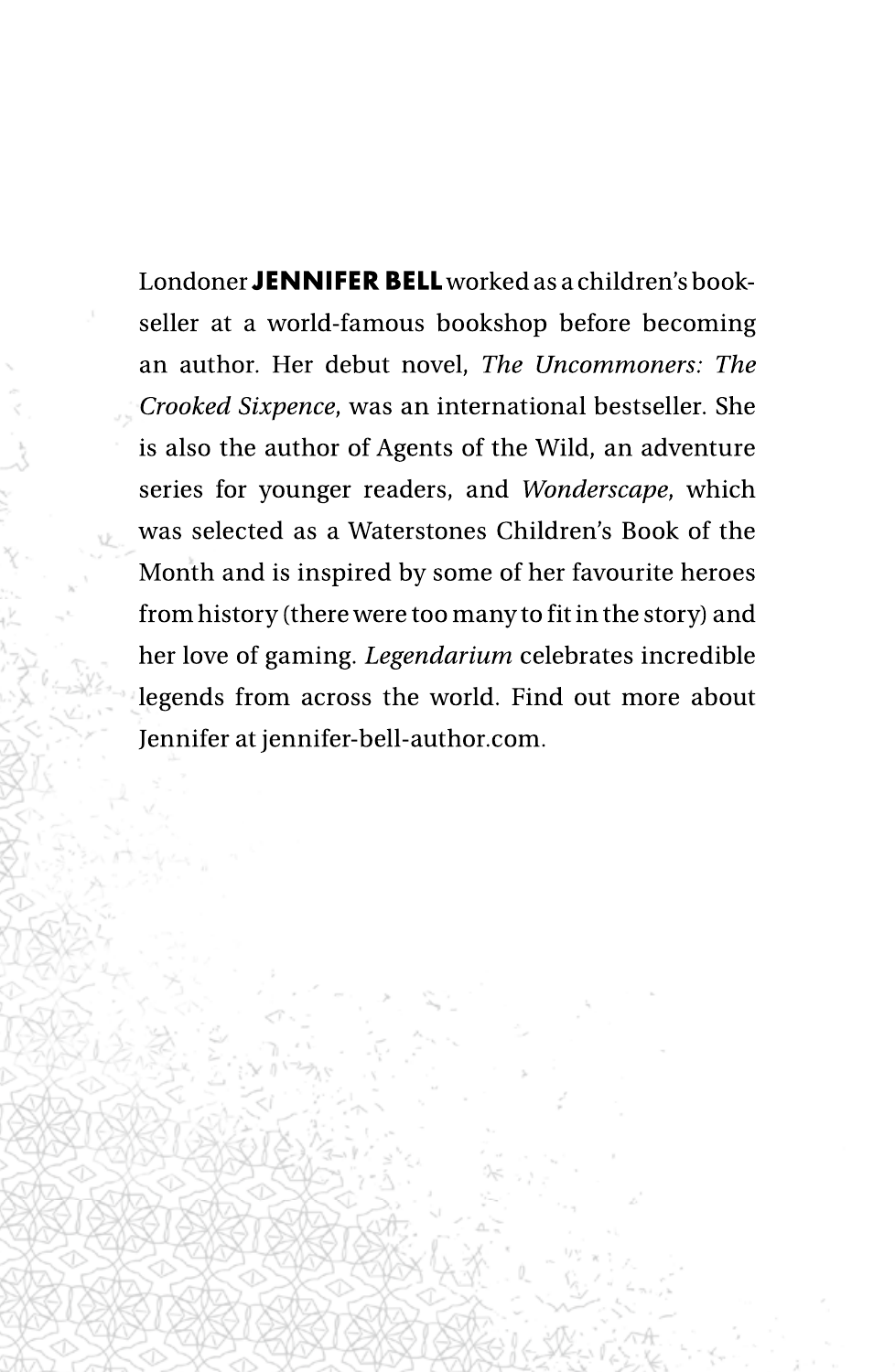Londoner **JENNIFER BELL** worked as a children's bookseller at a world-famous bookshop before becoming an author. Her debut novel, *The Uncommoners: The Crooked Sixpence*, was an international bestseller. She is also the author of Agents of the Wild, an adventure series for younger readers, and *Wonderscape*, which was selected as a Waterstones Children's Book of the Month and is inspired by some of her favourite heroes from history (there were too many to fit in the story) and her love of gaming. *Legendarium* celebrates incredible legends from across the world. Find out more about Jennifer at jennifer-bell-author.com.